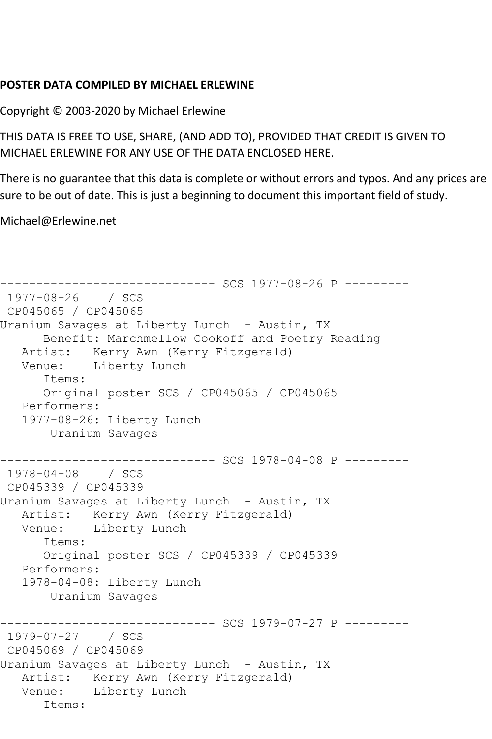**POSTER DATA COMPILED BY MICHAEL ERLEWINE**

Copyright © 2003-2020 by Michael Erlewine

THIS DATA IS FREE TO USE, SHARE, (AND ADD TO), PROVIDED THAT CREDIT IS GIVEN TO MICHAEL ERLEWINE FOR ANY USE OF THE DATA ENCLOSED HERE.

There is no guarantee that this data is complete or without errors and typos. And any prices are sure to be out of date. This is just a beginning to document this important field of study.

Michael@Erlewine.net

```
------------------------------ SCS 1977-08-26 P ---------
 1977-08-26    / SCS
 CP045065 / CP045065
Uranium Savages at Liberty Lunch  - Austin, TX
      Benefit: Marchmellow Cookoff and Poetry Reading
   Artist:   Kerry Awn (Kerry Fitzgerald)
   Venue:    Liberty Lunch
      Items:
      Original poster SCS / CP045065 / CP045065
   Performers:
   1977-08-26: Liberty Lunch
       Uranium Savages

------------------------------ SCS 1978-04-08 P ---------
 1978-04-08    / SCS
 CP045339 / CP045339
Uranium Savages at Liberty Lunch  - Austin, TX
   Artist:   Kerry Awn (Kerry Fitzgerald)
   Venue:    Liberty Lunch
      Items:
      Original poster SCS / CP045339 / CP045339
   Performers:
   1978-04-08: Liberty Lunch
       Uranium Savages

------------------------------ SCS 1979-07-27 P ---------
 1979-07-27    / SCS
 CP045069 / CP045069
Uranium Savages at Liberty Lunch  - Austin, TX
   Artist:   Kerry Awn (Kerry Fitzgerald)
   Venue:    Liberty Lunch
      Items:
```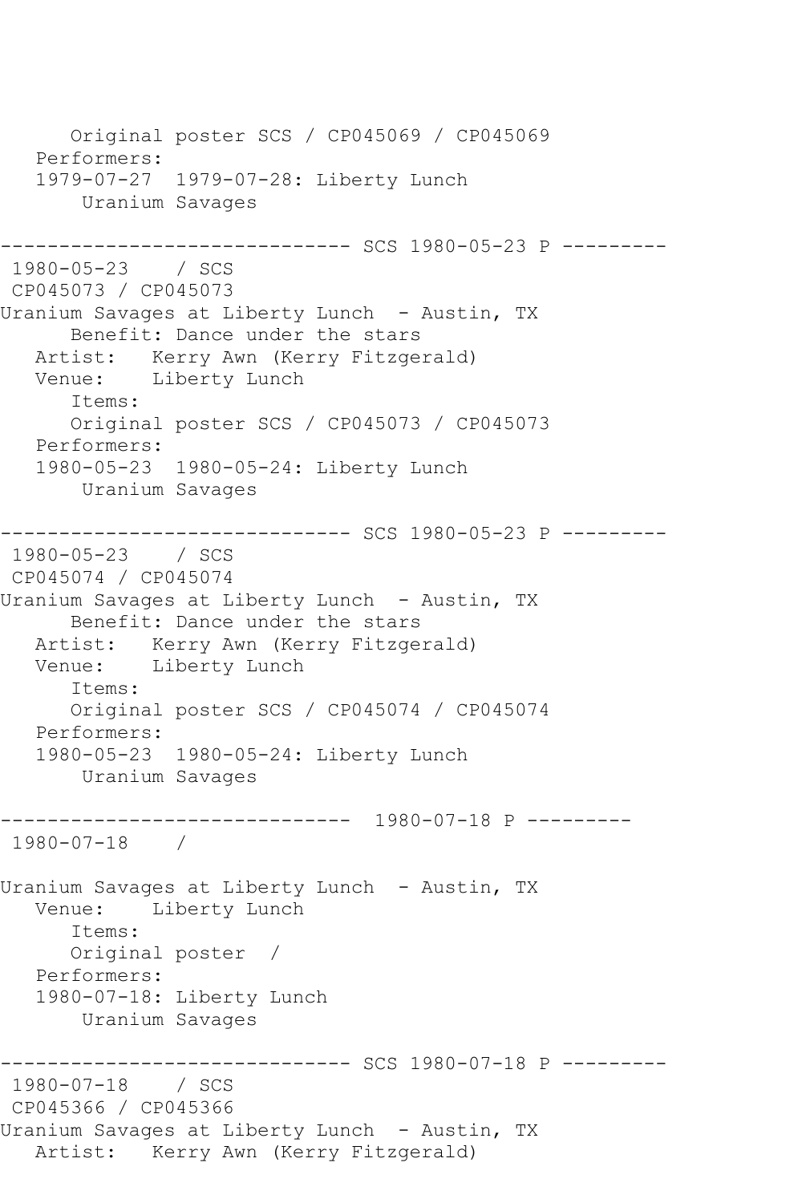Original poster SCS / CP045069 / CP045069
Performers:
1979-07-27 1979-07-28: Liberty Lunch
Uranium Savages

------------------------------ SCS 1980-05-23 P ---------
1980-05-23 / SCS
CP045073 / CP045073
Uranium Savages at Liberty Lunch - Austin, TX
Benefit: Dance under the stars
Artist: Kerry Awn (Kerry Fitzgerald)
Venue: Liberty Lunch
Items:
Original poster SCS / CP045073 / CP045073
Performers:
1980-05-23 1980-05-24: Liberty Lunch
Uranium Savages

------------------------------ SCS 1980-05-23 P ---------
1980-05-23 / SCS
CP045074 / CP045074
Uranium Savages at Liberty Lunch - Austin, TX
Benefit: Dance under the stars
Artist: Kerry Awn (Kerry Fitzgerald)
Venue: Liberty Lunch
Items:
Original poster SCS / CP045074 / CP045074
Performers:
1980-05-23 1980-05-24: Liberty Lunch
Uranium Savages

------------------------------ 1980-07-18 P ---------
1980-07-18 /

Uranium Savages at Liberty Lunch - Austin, TX
Venue: Liberty Lunch
Items:
Original poster /
Performers:
1980-07-18: Liberty Lunch
Uranium Savages

------------------------------ SCS 1980-07-18 P ---------
1980-07-18 / SCS
CP045366 / CP045366
Uranium Savages at Liberty Lunch - Austin, TX
Artist: Kerry Awn (Kerry Fitzgerald)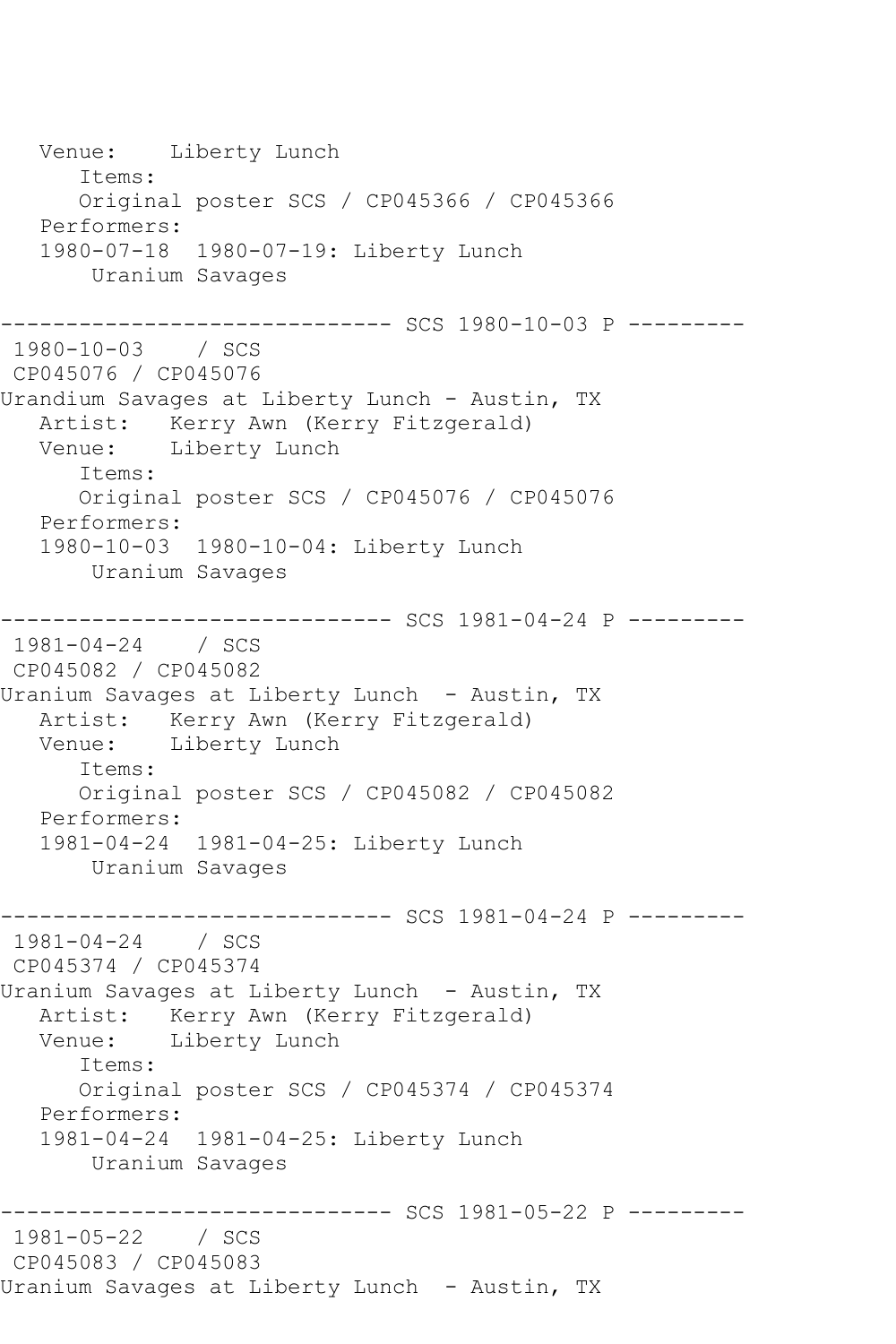```
   Venue:    Liberty Lunch
      Items:
      Original poster SCS / CP045366 / CP045366
   Performers:
   1980-07-18  1980-07-19: Liberty Lunch
       Uranium Savages

------------------------------ SCS 1980-10-03 P ---------
 1980-10-03    / SCS
 CP045076 / CP045076
Urandium Savages at Liberty Lunch - Austin, TX
   Artist:   Kerry Awn (Kerry Fitzgerald)
   Venue:    Liberty Lunch
      Items:
      Original poster SCS / CP045076 / CP045076
   Performers:
   1980-10-03  1980-10-04: Liberty Lunch
       Uranium Savages

------------------------------ SCS 1981-04-24 P ---------
 1981-04-24    / SCS
 CP045082 / CP045082
Uranium Savages at Liberty Lunch  - Austin, TX
   Artist:   Kerry Awn (Kerry Fitzgerald)
   Venue:    Liberty Lunch
      Items:
      Original poster SCS / CP045082 / CP045082
   Performers:
   1981-04-24  1981-04-25: Liberty Lunch
       Uranium Savages

------------------------------ SCS 1981-04-24 P ---------
 1981-04-24    / SCS
 CP045374 / CP045374
Uranium Savages at Liberty Lunch  - Austin, TX
   Artist:   Kerry Awn (Kerry Fitzgerald)
   Venue:    Liberty Lunch
      Items:
      Original poster SCS / CP045374 / CP045374
   Performers:
   1981-04-24  1981-04-25: Liberty Lunch
       Uranium Savages

------------------------------ SCS 1981-05-22 P ---------
 1981-05-22    / SCS
 CP045083 / CP045083
Uranium Savages at Liberty Lunch  - Austin, TX
```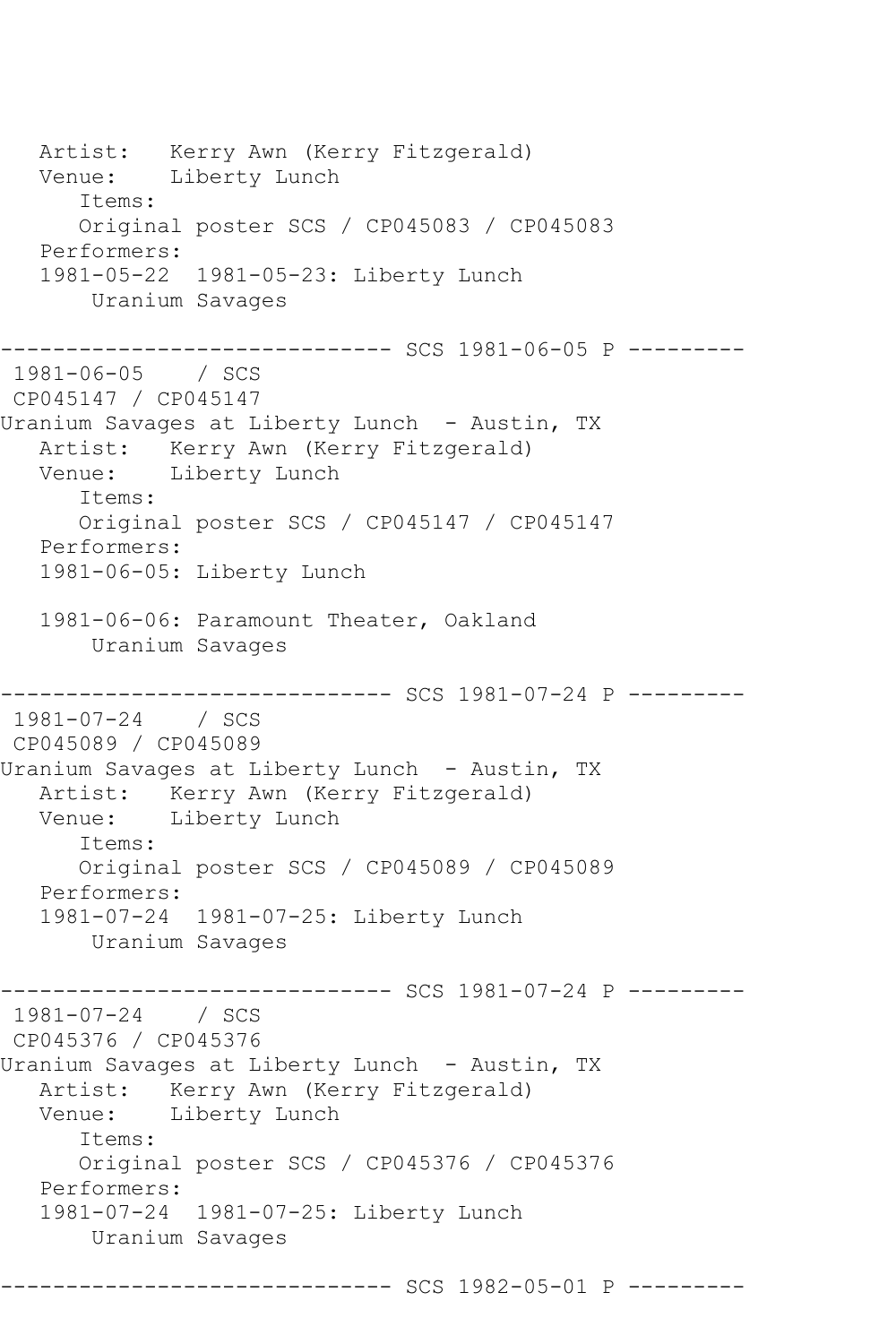```
   Artist:   Kerry Awn (Kerry Fitzgerald)
   Venue:    Liberty Lunch
      Items:
      Original poster SCS / CP045083 / CP045083
   Performers:
   1981-05-22  1981-05-23: Liberty Lunch
       Uranium Savages

------------------------------ SCS 1981-06-05 P ---------
 1981-06-05    / SCS
 CP045147 / CP045147
Uranium Savages at Liberty Lunch  - Austin, TX
   Artist:   Kerry Awn (Kerry Fitzgerald)
   Venue:    Liberty Lunch
      Items:
      Original poster SCS / CP045147 / CP045147
   Performers:
   1981-06-05: Liberty Lunch

   1981-06-06: Paramount Theater, Oakland
       Uranium Savages

------------------------------ SCS 1981-07-24 P ---------
 1981-07-24    / SCS
 CP045089 / CP045089
Uranium Savages at Liberty Lunch  - Austin, TX
   Artist:   Kerry Awn (Kerry Fitzgerald)
   Venue:    Liberty Lunch
      Items:
      Original poster SCS / CP045089 / CP045089
   Performers:
   1981-07-24  1981-07-25: Liberty Lunch
       Uranium Savages

------------------------------ SCS 1981-07-24 P ---------
 1981-07-24    / SCS
 CP045376 / CP045376
Uranium Savages at Liberty Lunch  - Austin, TX
   Artist:   Kerry Awn (Kerry Fitzgerald)
   Venue:    Liberty Lunch
      Items:
      Original poster SCS / CP045376 / CP045376
   Performers:
   1981-07-24  1981-07-25: Liberty Lunch
       Uranium Savages

------------------------------ SCS 1982-05-01 P ---------
```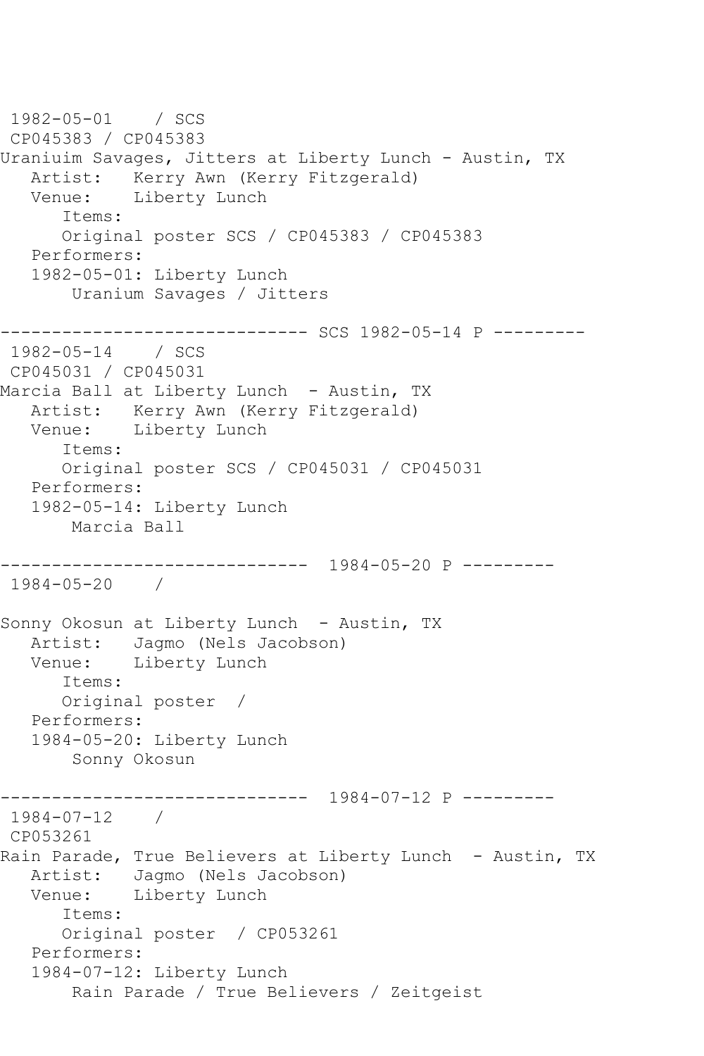```
 1982-05-01    / SCS
 CP045383 / CP045383
Uraniuim Savages, Jitters at Liberty Lunch - Austin, TX
   Artist:   Kerry Awn (Kerry Fitzgerald)
   Venue:    Liberty Lunch
      Items:
      Original poster SCS / CP045383 / CP045383
   Performers:
   1982-05-01: Liberty Lunch
       Uranium Savages / Jitters

------------------------------ SCS 1982-05-14 P ---------
 1982-05-14    / SCS
 CP045031 / CP045031
Marcia Ball at Liberty Lunch  - Austin, TX
   Artist:   Kerry Awn (Kerry Fitzgerald)
   Venue:    Liberty Lunch
      Items:
      Original poster SCS / CP045031 / CP045031
   Performers:
   1982-05-14: Liberty Lunch
       Marcia Ball

------------------------------  1984-05-20 P ---------
 1984-05-20    /

Sonny Okosun at Liberty Lunch  - Austin, TX
   Artist:   Jagmo (Nels Jacobson)
   Venue:    Liberty Lunch
      Items:
      Original poster  /
   Performers:
   1984-05-20: Liberty Lunch
       Sonny Okosun

------------------------------  1984-07-12 P ---------
 1984-07-12    /
 CP053261
Rain Parade, True Believers at Liberty Lunch  - Austin, TX
   Artist:   Jagmo (Nels Jacobson)
   Venue:    Liberty Lunch
      Items:
      Original poster  / CP053261
   Performers:
   1984-07-12: Liberty Lunch
       Rain Parade / True Believers / Zeitgeist
```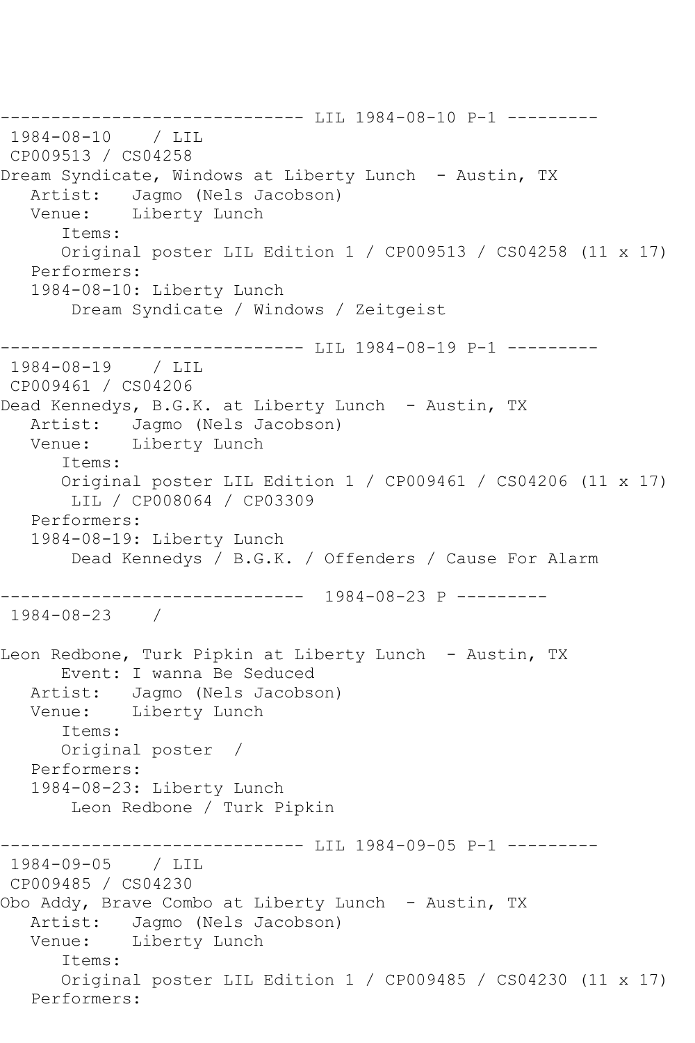------------------------------ LIL 1984-08-10 P-1 ---------

1984-08-10 / LIL
CP009513 / CS04258
Dream Syndicate, Windows at Liberty Lunch - Austin, TX
Artist: Jagmo (Nels Jacobson)
Venue: Liberty Lunch
Items:
Original poster LIL Edition 1 / CP009513 / CS04258 (11 x 17)
Performers:
1984-08-10: Liberty Lunch
Dream Syndicate / Windows / Zeitgeist

------------------------------ LIL 1984-08-19 P-1 ---------

1984-08-19 / LIL
CP009461 / CS04206
Dead Kennedys, B.G.K. at Liberty Lunch - Austin, TX
Artist: Jagmo (Nels Jacobson)
Venue: Liberty Lunch
Items:
Original poster LIL Edition 1 / CP009461 / CS04206 (11 x 17)
LIL / CP008064 / CP03309
Performers:
1984-08-19: Liberty Lunch
Dead Kennedys / B.G.K. / Offenders / Cause For Alarm

------------------------------ 1984-08-23 P ---------

1984-08-23 /

Leon Redbone, Turk Pipkin at Liberty Lunch - Austin, TX
Event: I wanna Be Seduced
Artist: Jagmo (Nels Jacobson)
Venue: Liberty Lunch
Items:
Original poster /
Performers:
1984-08-23: Liberty Lunch
Leon Redbone / Turk Pipkin

------------------------------ LIL 1984-09-05 P-1 ---------

1984-09-05 / LIL
CP009485 / CS04230
Obo Addy, Brave Combo at Liberty Lunch - Austin, TX
Artist: Jagmo (Nels Jacobson)
Venue: Liberty Lunch
Items:
Original poster LIL Edition 1 / CP009485 / CS04230 (11 x 17)
Performers: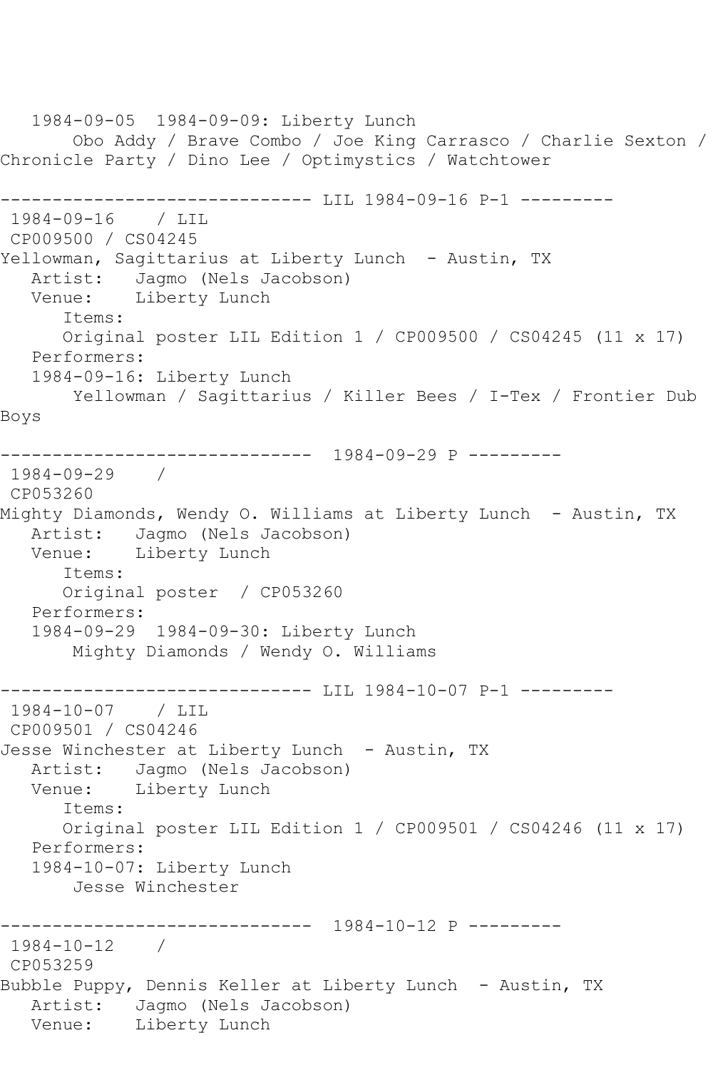1984-09-05  1984-09-09: Liberty Lunch
Obo Addy / Brave Combo / Joe King Carrasco / Charlie Sexton / Chronicle Party / Dino Lee / Optimystics / Watchtower

------------------------------ LIL 1984-09-16 P-1 ---------

1984-09-16    / LIL
CP009500 / CS04245
Yellowman, Sagittarius at Liberty Lunch  - Austin, TX
Artist:   Jagmo (Nels Jacobson)
Venue:    Liberty Lunch
Items:
Original poster LIL Edition 1 / CP009500 / CS04245 (11 x 17)
Performers:
1984-09-16: Liberty Lunch
Yellowman / Sagittarius / Killer Bees / I-Tex / Frontier Dub Boys

------------------------------  1984-09-29 P ---------

1984-09-29    /
CP053260
Mighty Diamonds, Wendy O. Williams at Liberty Lunch  - Austin, TX
Artist:   Jagmo (Nels Jacobson)
Venue:    Liberty Lunch
Items:
Original poster  / CP053260
Performers:
1984-09-29  1984-09-30: Liberty Lunch
Mighty Diamonds / Wendy O. Williams

------------------------------ LIL 1984-10-07 P-1 ---------

1984-10-07    / LIL
CP009501 / CS04246
Jesse Winchester at Liberty Lunch  - Austin, TX
Artist:   Jagmo (Nels Jacobson)
Venue:    Liberty Lunch
Items:
Original poster LIL Edition 1 / CP009501 / CS04246 (11 x 17)
Performers:
1984-10-07: Liberty Lunch
Jesse Winchester

------------------------------  1984-10-12 P ---------

1984-10-12    /
CP053259
Bubble Puppy, Dennis Keller at Liberty Lunch  - Austin, TX
Artist:   Jagmo (Nels Jacobson)
Venue:    Liberty Lunch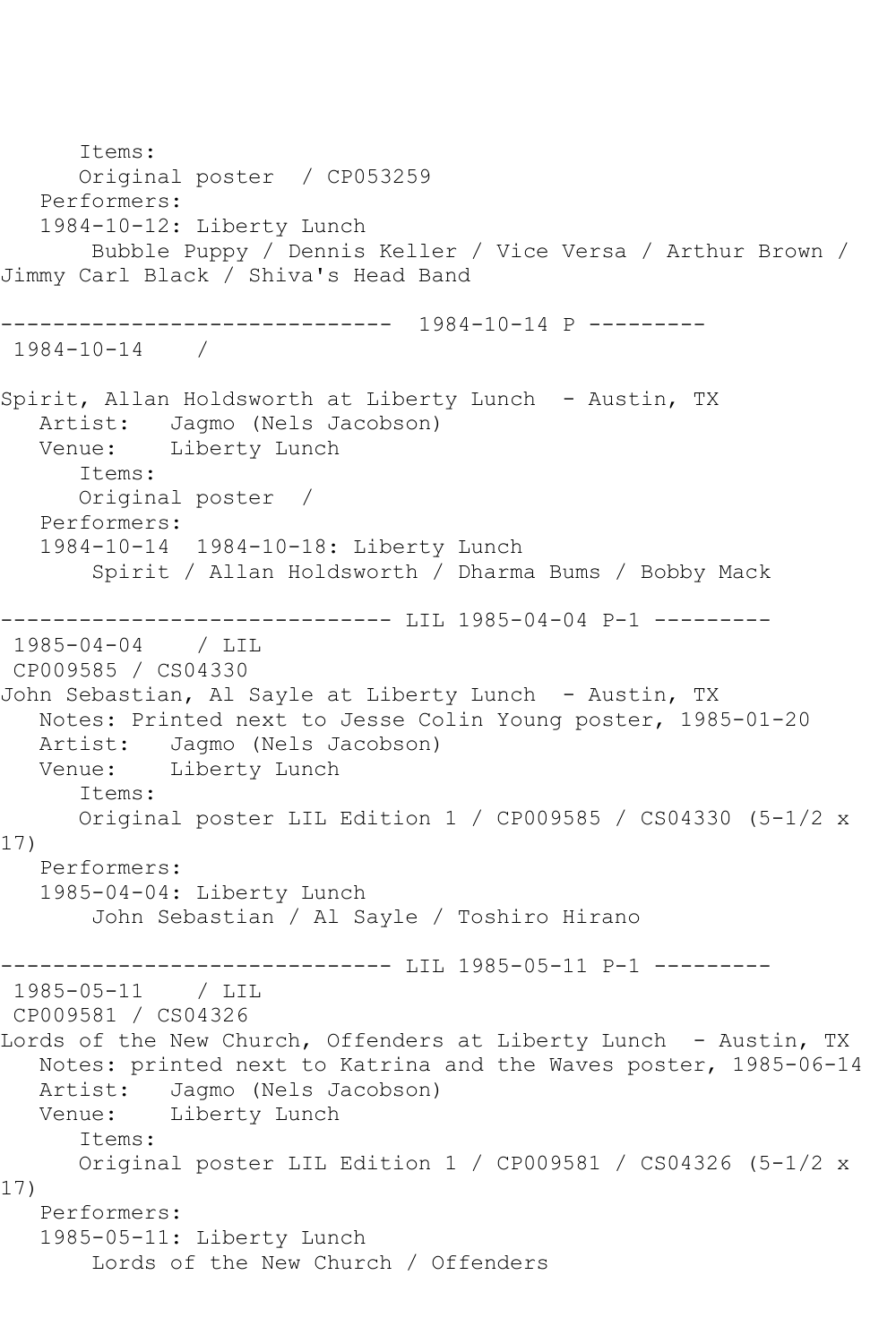Items:
Original poster / CP053259

Performers:
1984-10-12: Liberty Lunch
Bubble Puppy / Dennis Keller / Vice Versa / Arthur Brown / Jimmy Carl Black / Shiva's Head Band

------------------------------ 1984-10-14 P ---------
1984-10-14 /

Spirit, Allan Holdsworth at Liberty Lunch - Austin, TX
Artist: Jagmo (Nels Jacobson)
Venue: Liberty Lunch
Items:
Original poster /
Performers:
1984-10-14 1984-10-18: Liberty Lunch
Spirit / Allan Holdsworth / Dharma Bums / Bobby Mack

------------------------------ LIL 1985-04-04 P-1 ---------
1985-04-04 / LIL
CP009585 / CS04330
John Sebastian, Al Sayle at Liberty Lunch - Austin, TX
Notes: Printed next to Jesse Colin Young poster, 1985-01-20
Artist: Jagmo (Nels Jacobson)
Venue: Liberty Lunch
Items:
Original poster LIL Edition 1 / CP009585 / CS04330 (5-1/2 x 17)
Performers:
1985-04-04: Liberty Lunch
John Sebastian / Al Sayle / Toshiro Hirano

------------------------------ LIL 1985-05-11 P-1 ---------
1985-05-11 / LIL
CP009581 / CS04326
Lords of the New Church, Offenders at Liberty Lunch - Austin, TX
Notes: printed next to Katrina and the Waves poster, 1985-06-14
Artist: Jagmo (Nels Jacobson)
Venue: Liberty Lunch
Items:
Original poster LIL Edition 1 / CP009581 / CS04326 (5-1/2 x 17)
Performers:
1985-05-11: Liberty Lunch
Lords of the New Church / Offenders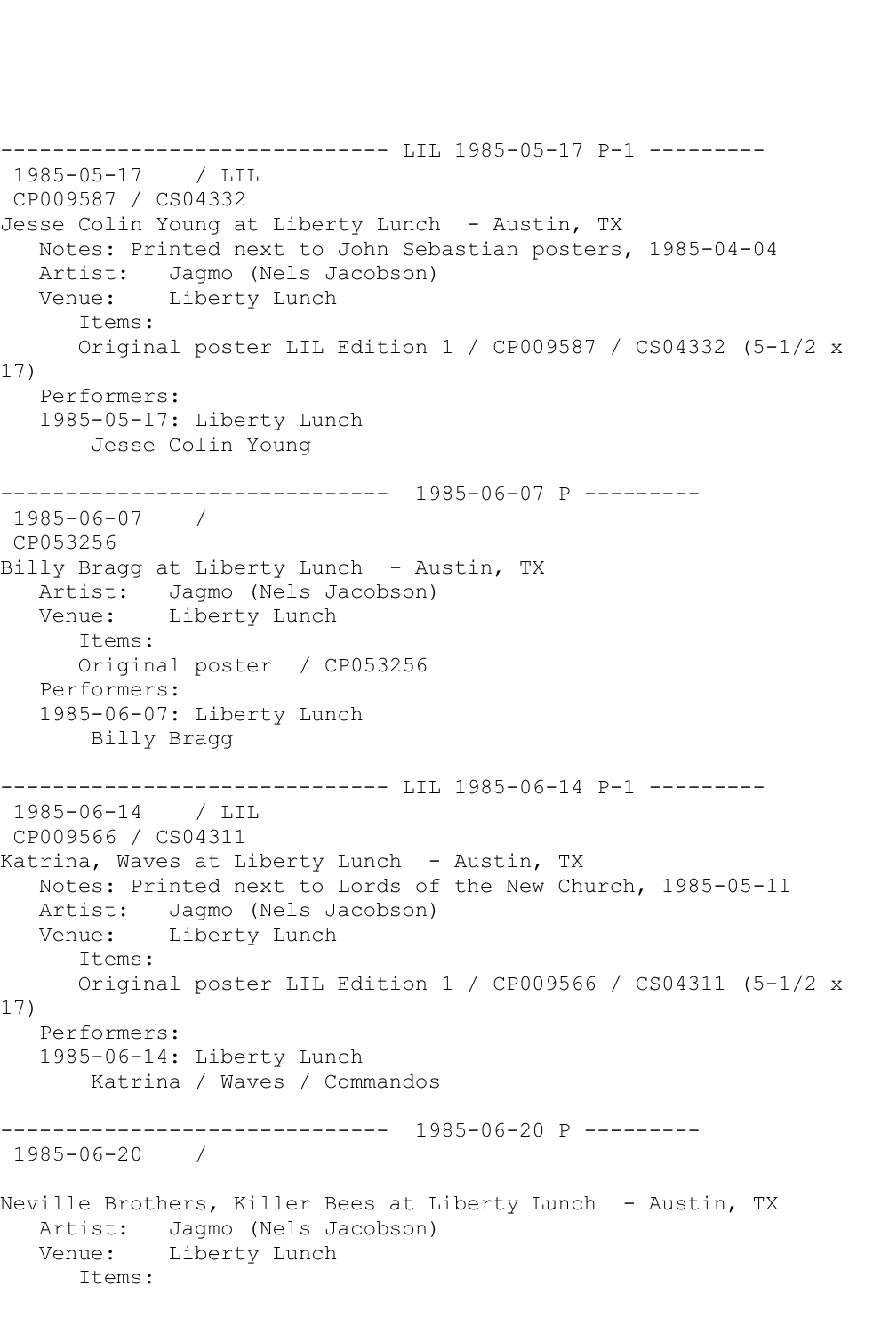------------------------------ LIL 1985-05-17 P-1 ---------
1985-05-17 / LIL
CP009587 / CS04332
Jesse Colin Young at Liberty Lunch - Austin, TX
Notes: Printed next to John Sebastian posters, 1985-04-04
Artist: Jagmo (Nels Jacobson)
Venue: Liberty Lunch
Items:
Original poster LIL Edition 1 / CP009587 / CS04332 (5-1/2 x 17)
Performers:
1985-05-17: Liberty Lunch
Jesse Colin Young

------------------------------ 1985-06-07 P ---------
1985-06-07 /
CP053256
Billy Bragg at Liberty Lunch - Austin, TX
Artist: Jagmo (Nels Jacobson)
Venue: Liberty Lunch
Items:
Original poster / CP053256
Performers:
1985-06-07: Liberty Lunch
Billy Bragg

------------------------------ LIL 1985-06-14 P-1 ---------
1985-06-14 / LIL
CP009566 / CS04311
Katrina, Waves at Liberty Lunch - Austin, TX
Notes: Printed next to Lords of the New Church, 1985-05-11
Artist: Jagmo (Nels Jacobson)
Venue: Liberty Lunch
Items:
Original poster LIL Edition 1 / CP009566 / CS04311 (5-1/2 x 17)
Performers:
1985-06-14: Liberty Lunch
Katrina / Waves / Commandos

------------------------------ 1985-06-20 P ---------
1985-06-20 /

Neville Brothers, Killer Bees at Liberty Lunch - Austin, TX
Artist: Jagmo (Nels Jacobson)
Venue: Liberty Lunch
Items: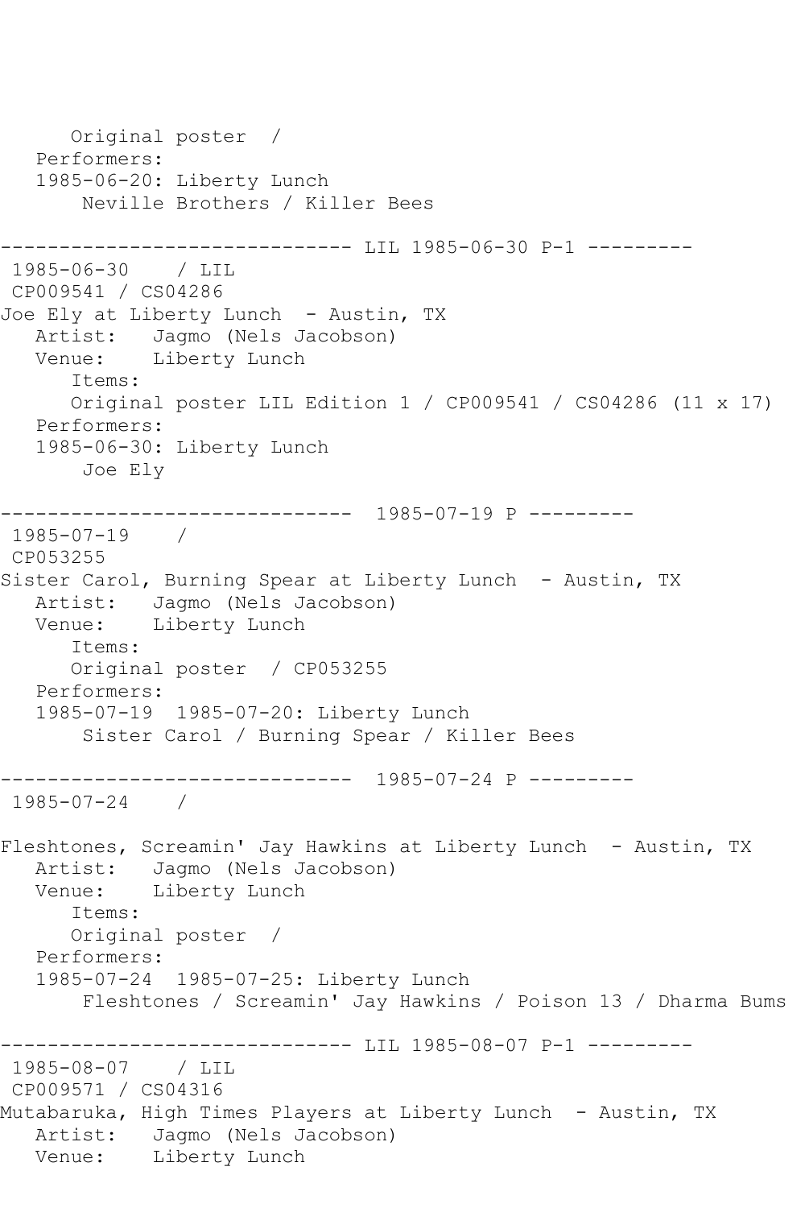```
      Original poster  /
   Performers:
   1985-06-20: Liberty Lunch
       Neville Brothers / Killer Bees

------------------------------ LIL 1985-06-30 P-1 ---------
 1985-06-30    / LIL
 CP009541 / CS04286
Joe Ely at Liberty Lunch  - Austin, TX
   Artist:   Jagmo (Nels Jacobson)
   Venue:    Liberty Lunch
      Items:
      Original poster LIL Edition 1 / CP009541 / CS04286 (11 x 17)
   Performers:
   1985-06-30: Liberty Lunch
       Joe Ely

------------------------------  1985-07-19 P ---------
 1985-07-19    /
 CP053255
Sister Carol, Burning Spear at Liberty Lunch  - Austin, TX
   Artist:   Jagmo (Nels Jacobson)
   Venue:    Liberty Lunch
      Items:
      Original poster  / CP053255
   Performers:
   1985-07-19  1985-07-20: Liberty Lunch
       Sister Carol / Burning Spear / Killer Bees

------------------------------  1985-07-24 P ---------
 1985-07-24    /

Fleshtones, Screamin' Jay Hawkins at Liberty Lunch  - Austin, TX
   Artist:   Jagmo (Nels Jacobson)
   Venue:    Liberty Lunch
      Items:
      Original poster  /
   Performers:
   1985-07-24  1985-07-25: Liberty Lunch
       Fleshtones / Screamin' Jay Hawkins / Poison 13 / Dharma Bums

------------------------------ LIL 1985-08-07 P-1 ---------
 1985-08-07    / LIL
 CP009571 / CS04316
Mutabaruka, High Times Players at Liberty Lunch  - Austin, TX
   Artist:   Jagmo (Nels Jacobson)
   Venue:    Liberty Lunch
```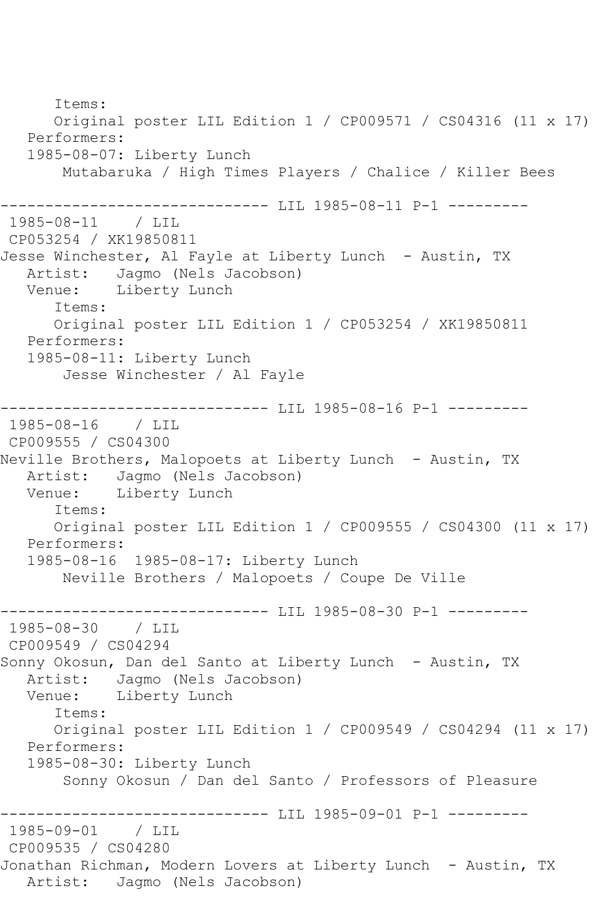```
      Items:
      Original poster LIL Edition 1 / CP009571 / CS04316 (11 x 17)
   Performers:
   1985-08-07: Liberty Lunch
       Mutabaruka / High Times Players / Chalice / Killer Bees

------------------------------ LIL 1985-08-11 P-1 ---------
 1985-08-11    / LIL
 CP053254 / XK19850811
Jesse Winchester, Al Fayle at Liberty Lunch  - Austin, TX
   Artist:   Jagmo (Nels Jacobson)
   Venue:    Liberty Lunch
      Items:
      Original poster LIL Edition 1 / CP053254 / XK19850811
   Performers:
   1985-08-11: Liberty Lunch
       Jesse Winchester / Al Fayle

------------------------------ LIL 1985-08-16 P-1 ---------
 1985-08-16    / LIL
 CP009555 / CS04300
Neville Brothers, Malopoets at Liberty Lunch  - Austin, TX
   Artist:   Jagmo (Nels Jacobson)
   Venue:    Liberty Lunch
      Items:
      Original poster LIL Edition 1 / CP009555 / CS04300 (11 x 17)
   Performers:
   1985-08-16  1985-08-17: Liberty Lunch
       Neville Brothers / Malopoets / Coupe De Ville

------------------------------ LIL 1985-08-30 P-1 ---------
 1985-08-30    / LIL
 CP009549 / CS04294
Sonny Okosun, Dan del Santo at Liberty Lunch  - Austin, TX
   Artist:   Jagmo (Nels Jacobson)
   Venue:    Liberty Lunch
      Items:
      Original poster LIL Edition 1 / CP009549 / CS04294 (11 x 17)
   Performers:
   1985-08-30: Liberty Lunch
       Sonny Okosun / Dan del Santo / Professors of Pleasure

------------------------------ LIL 1985-09-01 P-1 ---------
 1985-09-01    / LIL
 CP009535 / CS04280
Jonathan Richman, Modern Lovers at Liberty Lunch  - Austin, TX
   Artist:   Jagmo (Nels Jacobson)
```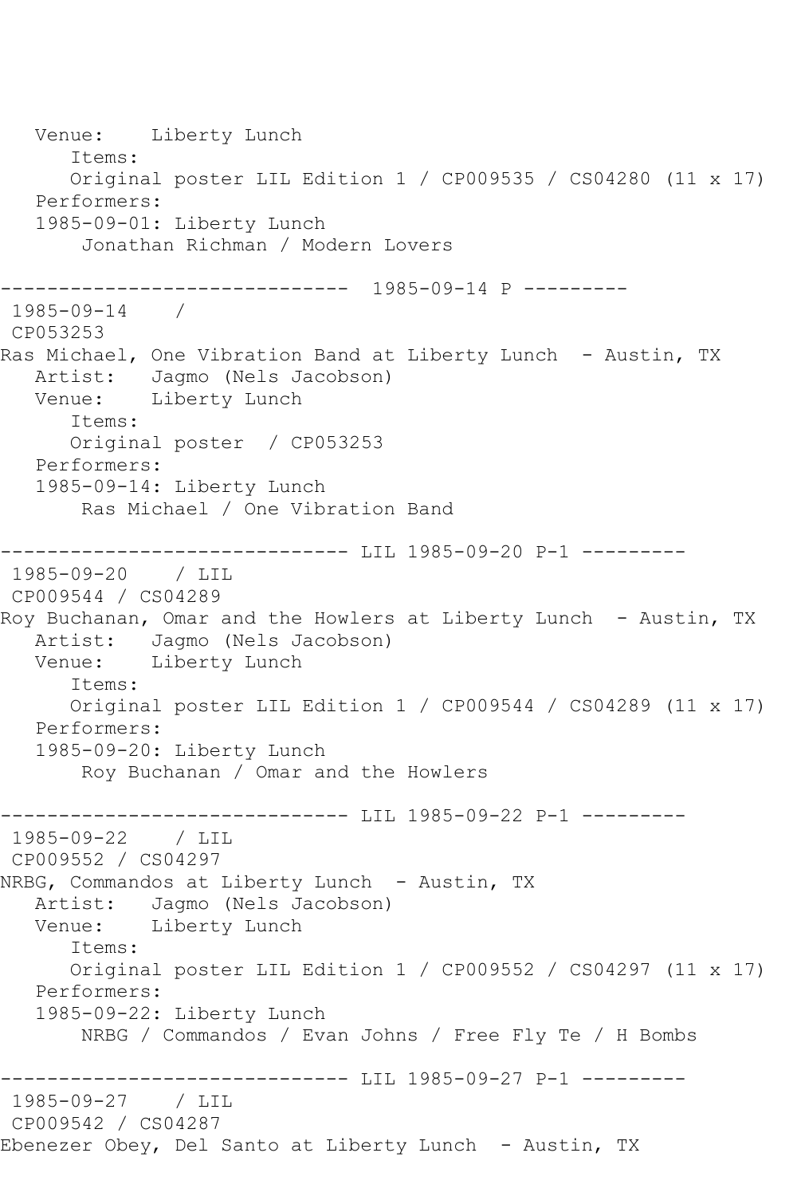Venue: Liberty Lunch
Items:
Original poster LIL Edition 1 / CP009535 / CS04280 (11 x 17)
Performers:
1985-09-01: Liberty Lunch
Jonathan Richman / Modern Lovers

------------------------------ 1985-09-14 P ---------

1985-09-14 /
CP053253
Ras Michael, One Vibration Band at Liberty Lunch - Austin, TX
Artist: Jagmo (Nels Jacobson)
Venue: Liberty Lunch
Items:
Original poster / CP053253
Performers:
1985-09-14: Liberty Lunch
Ras Michael / One Vibration Band

------------------------------ LIL 1985-09-20 P-1 ---------

1985-09-20 / LIL
CP009544 / CS04289
Roy Buchanan, Omar and the Howlers at Liberty Lunch - Austin, TX
Artist: Jagmo (Nels Jacobson)
Venue: Liberty Lunch
Items:
Original poster LIL Edition 1 / CP009544 / CS04289 (11 x 17)
Performers:
1985-09-20: Liberty Lunch
Roy Buchanan / Omar and the Howlers

------------------------------ LIL 1985-09-22 P-1 ---------

1985-09-22 / LIL
CP009552 / CS04297
NRBG, Commandos at Liberty Lunch - Austin, TX
Artist: Jagmo (Nels Jacobson)
Venue: Liberty Lunch
Items:
Original poster LIL Edition 1 / CP009552 / CS04297 (11 x 17)
Performers:
1985-09-22: Liberty Lunch
NRBG / Commandos / Evan Johns / Free Fly Te / H Bombs

------------------------------ LIL 1985-09-27 P-1 ---------

1985-09-27 / LIL
CP009542 / CS04287
Ebenezer Obey, Del Santo at Liberty Lunch - Austin, TX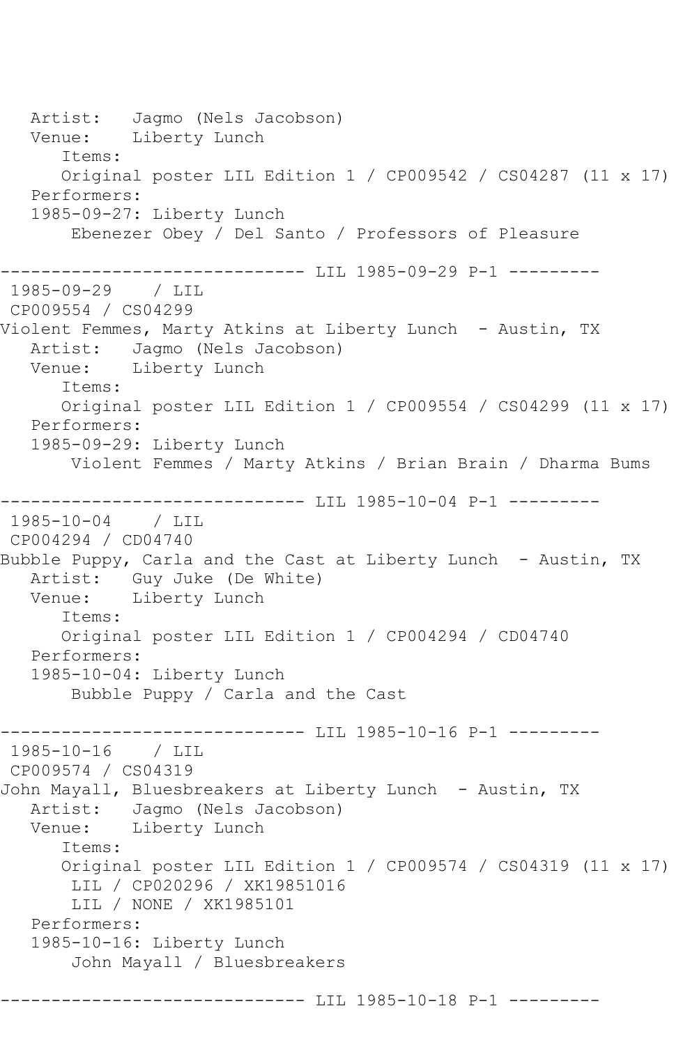```
   Artist:   Jagmo (Nels Jacobson)
   Venue:    Liberty Lunch
      Items:
      Original poster LIL Edition 1 / CP009542 / CS04287 (11 x 17)
   Performers:
   1985-09-27: Liberty Lunch
       Ebenezer Obey / Del Santo / Professors of Pleasure

------------------------------ LIL 1985-09-29 P-1 ---------
 1985-09-29    / LIL
 CP009554 / CS04299
Violent Femmes, Marty Atkins at Liberty Lunch  - Austin, TX
   Artist:   Jagmo (Nels Jacobson)
   Venue:    Liberty Lunch
      Items:
      Original poster LIL Edition 1 / CP009554 / CS04299 (11 x 17)
   Performers:
   1985-09-29: Liberty Lunch
       Violent Femmes / Marty Atkins / Brian Brain / Dharma Bums

------------------------------ LIL 1985-10-04 P-1 ---------
 1985-10-04    / LIL
 CP004294 / CD04740
Bubble Puppy, Carla and the Cast at Liberty Lunch  - Austin, TX
   Artist:   Guy Juke (De White)
   Venue:    Liberty Lunch
      Items:
      Original poster LIL Edition 1 / CP004294 / CD04740
   Performers:
   1985-10-04: Liberty Lunch
       Bubble Puppy / Carla and the Cast

------------------------------ LIL 1985-10-16 P-1 ---------
 1985-10-16    / LIL
 CP009574 / CS04319
John Mayall, Bluesbreakers at Liberty Lunch  - Austin, TX
   Artist:   Jagmo (Nels Jacobson)
   Venue:    Liberty Lunch
      Items:
      Original poster LIL Edition 1 / CP009574 / CS04319 (11 x 17)
       LIL / CP020296 / XK19851016
       LIL / NONE / XK1985101
   Performers:
   1985-10-16: Liberty Lunch
       John Mayall / Bluesbreakers

------------------------------ LIL 1985-10-18 P-1 ---------
```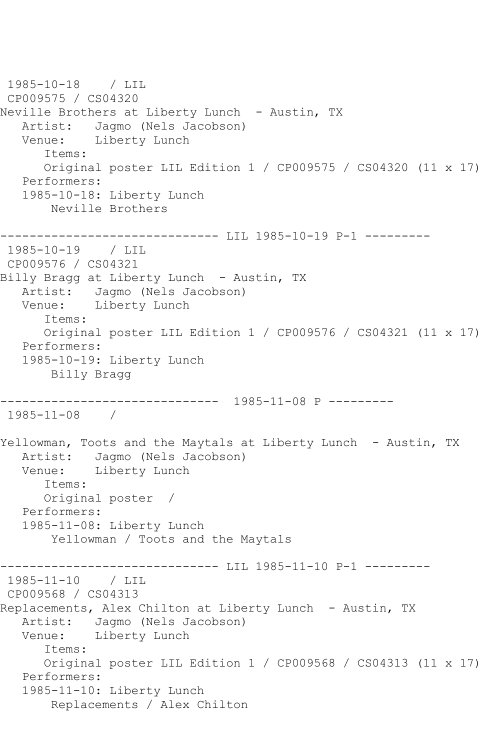1985-10-18 / LIL
CP009575 / CS04320
Neville Brothers at Liberty Lunch - Austin, TX
Artist: Jagmo (Nels Jacobson)
Venue: Liberty Lunch
Items:
Original poster LIL Edition 1 / CP009575 / CS04320 (11 x 17)
Performers:
1985-10-18: Liberty Lunch
Neville Brothers

------------------------------ LIL 1985-10-19 P-1 ---------

1985-10-19 / LIL
CP009576 / CS04321
Billy Bragg at Liberty Lunch - Austin, TX
Artist: Jagmo (Nels Jacobson)
Venue: Liberty Lunch
Items:
Original poster LIL Edition 1 / CP009576 / CS04321 (11 x 17)
Performers:
1985-10-19: Liberty Lunch
Billy Bragg

------------------------------ 1985-11-08 P ---------

1985-11-08 /

Yellowman, Toots and the Maytals at Liberty Lunch - Austin, TX
Artist: Jagmo (Nels Jacobson)
Venue: Liberty Lunch
Items:
Original poster /
Performers:
1985-11-08: Liberty Lunch
Yellowman / Toots and the Maytals

------------------------------ LIL 1985-11-10 P-1 ---------

1985-11-10 / LIL
CP009568 / CS04313
Replacements, Alex Chilton at Liberty Lunch - Austin, TX
Artist: Jagmo (Nels Jacobson)
Venue: Liberty Lunch
Items:
Original poster LIL Edition 1 / CP009568 / CS04313 (11 x 17)
Performers:
1985-11-10: Liberty Lunch
Replacements / Alex Chilton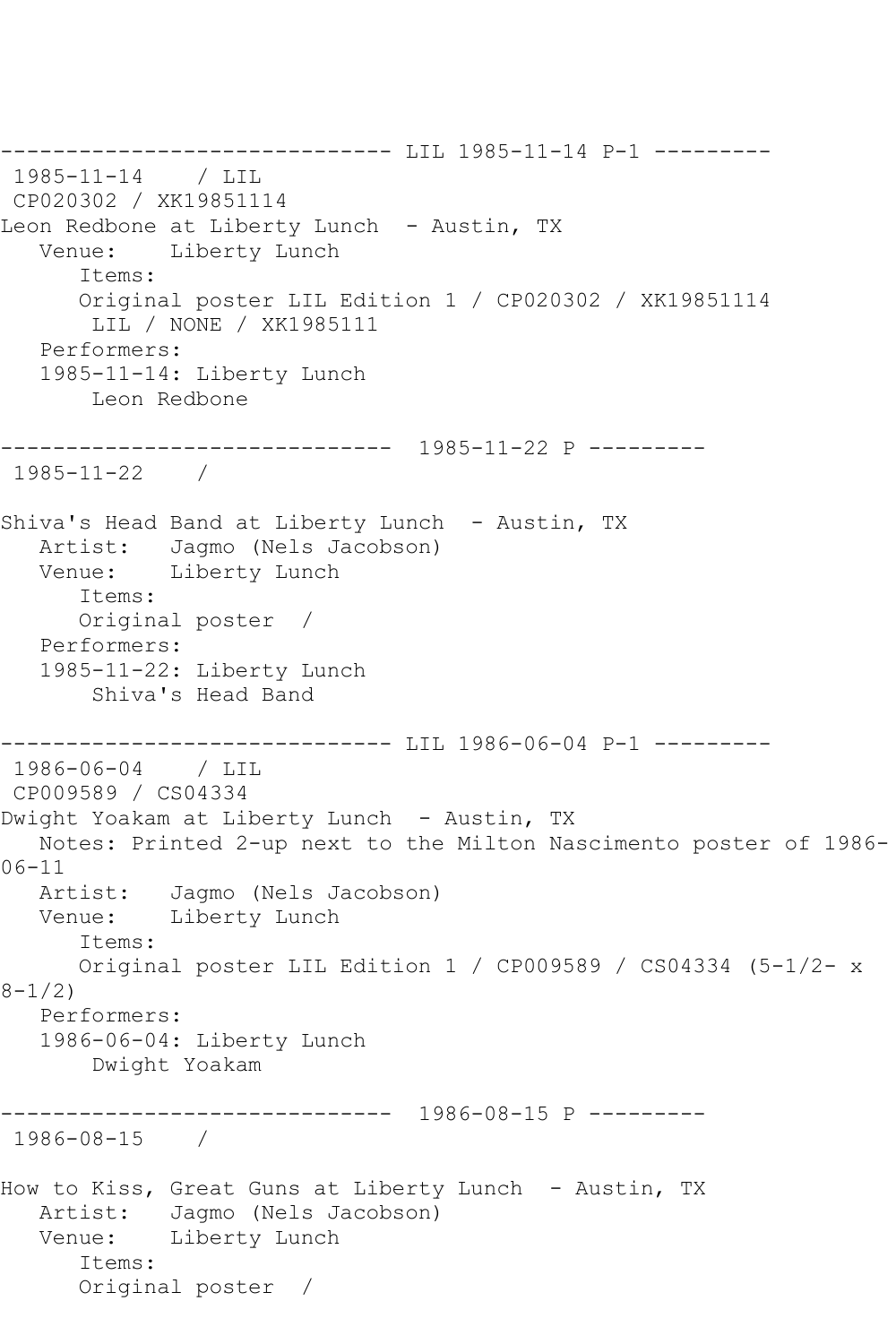------------------------------ LIL 1985-11-14 P-1 ---------
1985-11-14 / LIL
CP020302 / XK19851114
Leon Redbone at Liberty Lunch - Austin, TX
Venue: Liberty Lunch
Items:
Original poster LIL Edition 1 / CP020302 / XK19851114
LIL / NONE / XK1985111
Performers:
1985-11-14: Liberty Lunch
Leon Redbone

------------------------------ 1985-11-22 P ---------
1985-11-22 /

Shiva's Head Band at Liberty Lunch - Austin, TX
Artist: Jagmo (Nels Jacobson)
Venue: Liberty Lunch
Items:
Original poster /
Performers:
1985-11-22: Liberty Lunch
Shiva's Head Band

------------------------------ LIL 1986-06-04 P-1 ---------
1986-06-04 / LIL
CP009589 / CS04334
Dwight Yoakam at Liberty Lunch - Austin, TX
Notes: Printed 2-up next to the Milton Nascimento poster of 1986-06-11
Artist: Jagmo (Nels Jacobson)
Venue: Liberty Lunch
Items:
Original poster LIL Edition 1 / CP009589 / CS04334 (5-1/2- x 8-1/2)
Performers:
1986-06-04: Liberty Lunch
Dwight Yoakam

------------------------------ 1986-08-15 P ---------
1986-08-15 /

How to Kiss, Great Guns at Liberty Lunch - Austin, TX
Artist: Jagmo (Nels Jacobson)
Venue: Liberty Lunch
Items:
Original poster /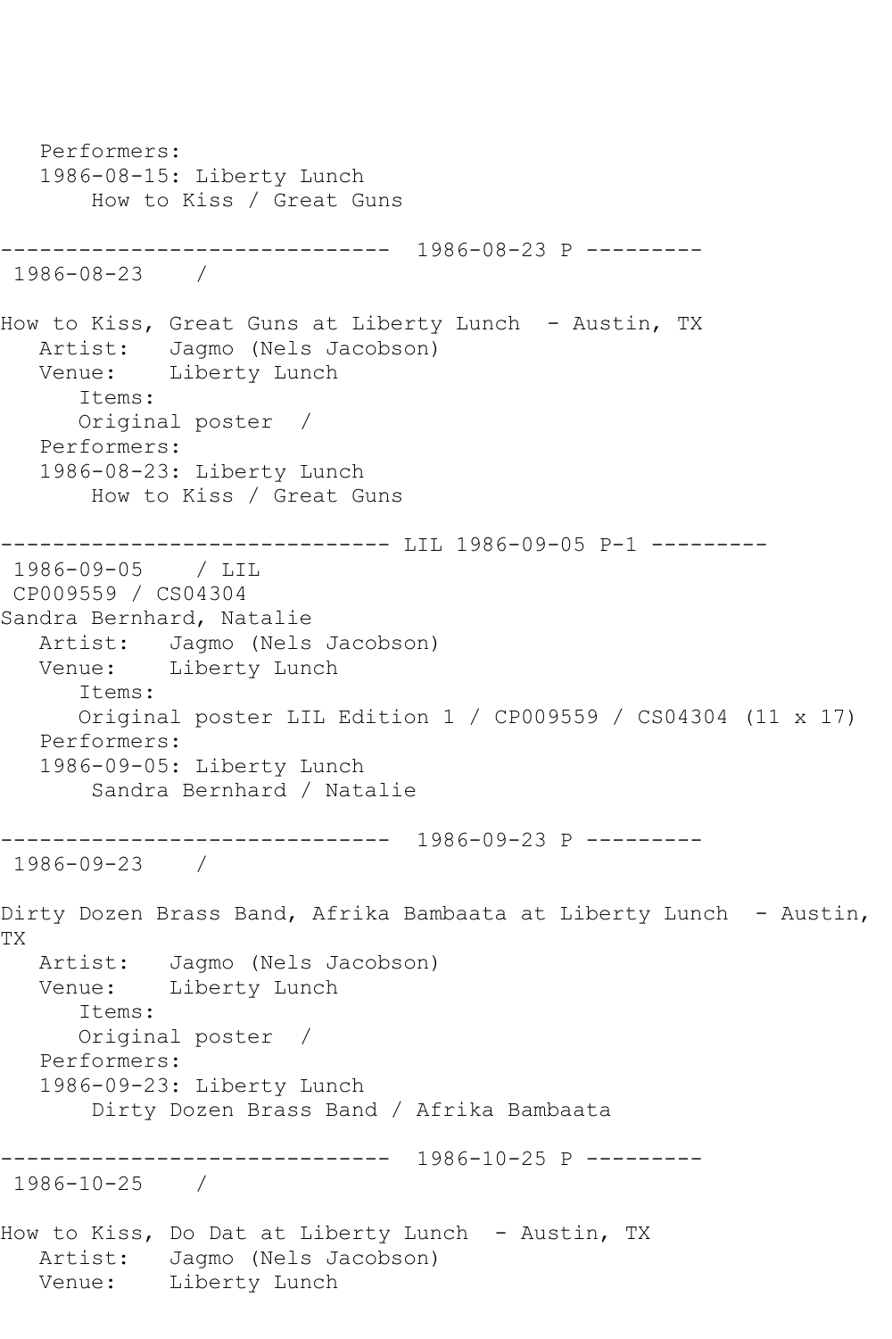```
   Performers:
   1986-08-15: Liberty Lunch
       How to Kiss / Great Guns

------------------------------  1986-08-23 P ---------
 1986-08-23    /

How to Kiss, Great Guns at Liberty Lunch  - Austin, TX
   Artist:   Jagmo (Nels Jacobson)
   Venue:    Liberty Lunch
      Items:
      Original poster  /
   Performers:
   1986-08-23: Liberty Lunch
       How to Kiss / Great Guns

------------------------------ LIL 1986-09-05 P-1 ---------
 1986-09-05    / LIL
 CP009559 / CS04304
Sandra Bernhard, Natalie
   Artist:   Jagmo (Nels Jacobson)
   Venue:    Liberty Lunch
      Items:
      Original poster LIL Edition 1 / CP009559 / CS04304 (11 x 17)
   Performers:
   1986-09-05: Liberty Lunch
       Sandra Bernhard / Natalie

------------------------------  1986-09-23 P ---------
 1986-09-23    /

Dirty Dozen Brass Band, Afrika Bambaata at Liberty Lunch  - Austin,
TX
   Artist:   Jagmo (Nels Jacobson)
   Venue:    Liberty Lunch
      Items:
      Original poster  /
   Performers:
   1986-09-23: Liberty Lunch
       Dirty Dozen Brass Band / Afrika Bambaata

------------------------------  1986-10-25 P ---------
 1986-10-25    /

How to Kiss, Do Dat at Liberty Lunch  - Austin, TX
   Artist:   Jagmo (Nels Jacobson)
   Venue:    Liberty Lunch
```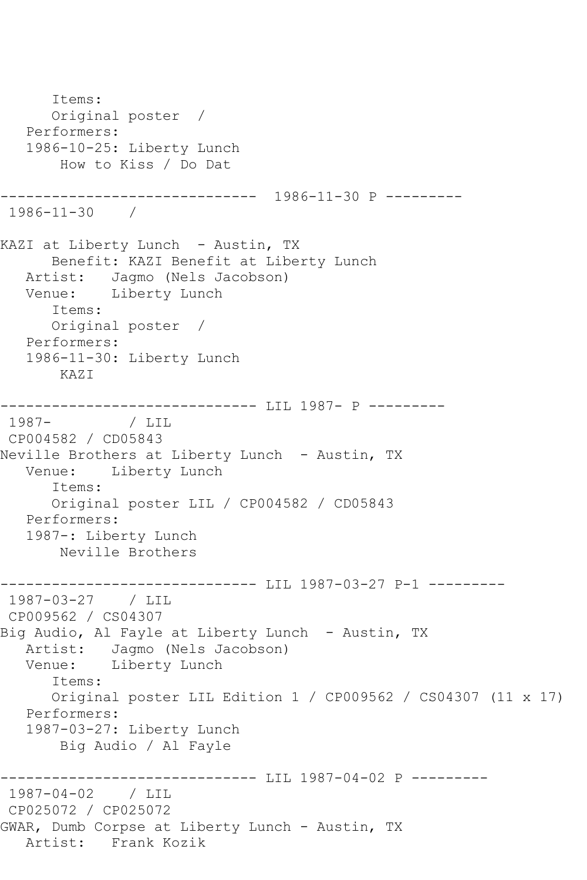```
      Items:
      Original poster  /
   Performers:
   1986-10-25: Liberty Lunch
       How to Kiss / Do Dat

------------------------------  1986-11-30 P ---------
 1986-11-30    /

KAZI at Liberty Lunch  - Austin, TX
      Benefit: KAZI Benefit at Liberty Lunch
   Artist:   Jagmo (Nels Jacobson)
   Venue:    Liberty Lunch
      Items:
      Original poster  /
   Performers:
   1986-11-30: Liberty Lunch
       KAZI

------------------------------ LIL 1987- P ---------
 1987-         / LIL
 CP004582 / CD05843
Neville Brothers at Liberty Lunch  - Austin, TX
   Venue:    Liberty Lunch
      Items:
      Original poster LIL / CP004582 / CD05843
   Performers:
   1987-: Liberty Lunch
       Neville Brothers

------------------------------ LIL 1987-03-27 P-1 ---------
 1987-03-27    / LIL
 CP009562 / CS04307
Big Audio, Al Fayle at Liberty Lunch  - Austin, TX
   Artist:   Jagmo (Nels Jacobson)
   Venue:    Liberty Lunch
      Items:
      Original poster LIL Edition 1 / CP009562 / CS04307 (11 x 17)
   Performers:
   1987-03-27: Liberty Lunch
       Big Audio / Al Fayle

------------------------------ LIL 1987-04-02 P ---------
 1987-04-02    / LIL
 CP025072 / CP025072
GWAR, Dumb Corpse at Liberty Lunch - Austin, TX
   Artist:   Frank Kozik
```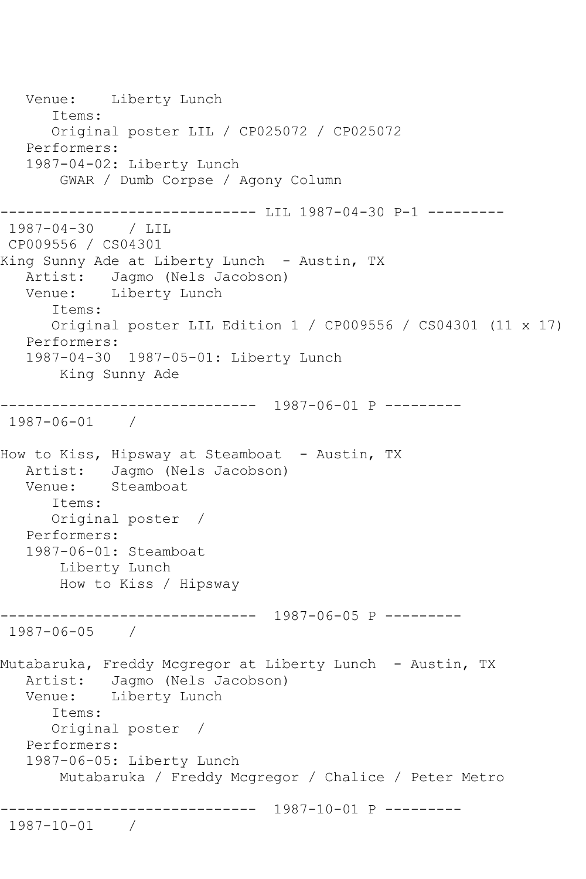Venue:    Liberty Lunch
      Items:
      Original poster LIL / CP025072 / CP025072
   Performers:
   1987-04-02: Liberty Lunch
       GWAR / Dumb Corpse / Agony Column

------------------------------ LIL 1987-04-30 P-1 ---------
 1987-04-30    / LIL
 CP009556 / CS04301
King Sunny Ade at Liberty Lunch  - Austin, TX
   Artist:   Jagmo (Nels Jacobson)
   Venue:    Liberty Lunch
      Items:
      Original poster LIL Edition 1 / CP009556 / CS04301 (11 x 17)
   Performers:
   1987-04-30  1987-05-01: Liberty Lunch
       King Sunny Ade

------------------------------  1987-06-01 P ---------
 1987-06-01    /

How to Kiss, Hipsway at Steamboat  - Austin, TX
   Artist:   Jagmo (Nels Jacobson)
   Venue:    Steamboat
      Items:
      Original poster  /
   Performers:
   1987-06-01: Steamboat
       Liberty Lunch
       How to Kiss / Hipsway

------------------------------  1987-06-05 P ---------
 1987-06-05    /

Mutabaruka, Freddy Mcgregor at Liberty Lunch  - Austin, TX
   Artist:   Jagmo (Nels Jacobson)
   Venue:    Liberty Lunch
      Items:
      Original poster  /
   Performers:
   1987-06-05: Liberty Lunch
       Mutabaruka / Freddy Mcgregor / Chalice / Peter Metro

------------------------------  1987-10-01 P ---------
 1987-10-01    /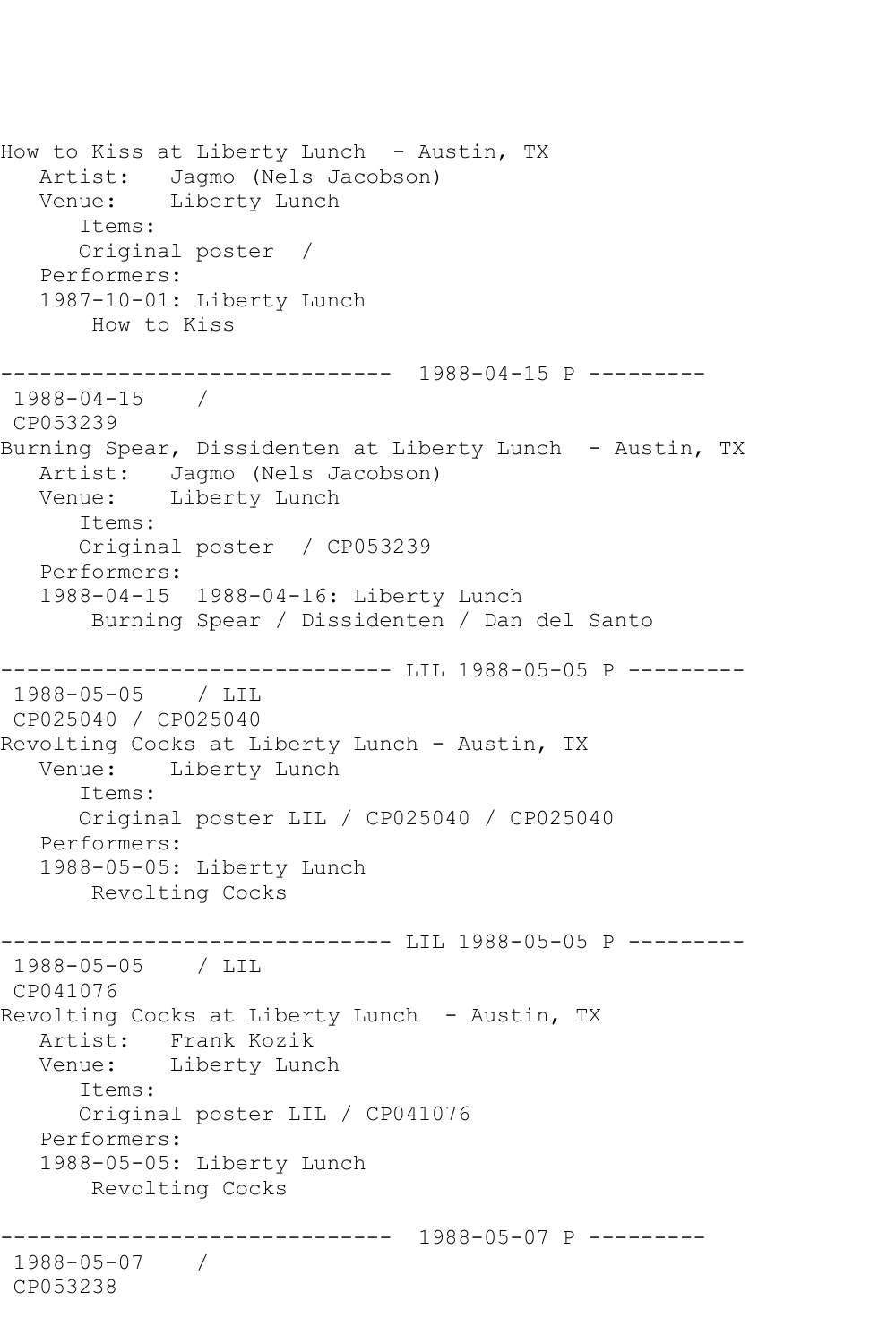How to Kiss at Liberty Lunch - Austin, TX
   Artist: Jagmo (Nels Jacobson)
   Venue: Liberty Lunch
      Items:
      Original poster /
   Performers:
   1987-10-01: Liberty Lunch
       How to Kiss

------------------------------ 1988-04-15 P ---------
 1988-04-15 /
 CP053239
Burning Spear, Dissidenten at Liberty Lunch - Austin, TX
   Artist: Jagmo (Nels Jacobson)
   Venue: Liberty Lunch
      Items:
      Original poster / CP053239
   Performers:
   1988-04-15 1988-04-16: Liberty Lunch
       Burning Spear / Dissidenten / Dan del Santo

------------------------------ LIL 1988-05-05 P ---------
 1988-05-05 / LIL
 CP025040 / CP025040
Revolting Cocks at Liberty Lunch - Austin, TX
   Venue: Liberty Lunch
      Items:
      Original poster LIL / CP025040 / CP025040
   Performers:
   1988-05-05: Liberty Lunch
       Revolting Cocks

------------------------------ LIL 1988-05-05 P ---------
 1988-05-05 / LIL
 CP041076
Revolting Cocks at Liberty Lunch - Austin, TX
   Artist: Frank Kozik
   Venue: Liberty Lunch
      Items:
      Original poster LIL / CP041076
   Performers:
   1988-05-05: Liberty Lunch
       Revolting Cocks

------------------------------ 1988-05-07 P ---------
 1988-05-07 /
 CP053238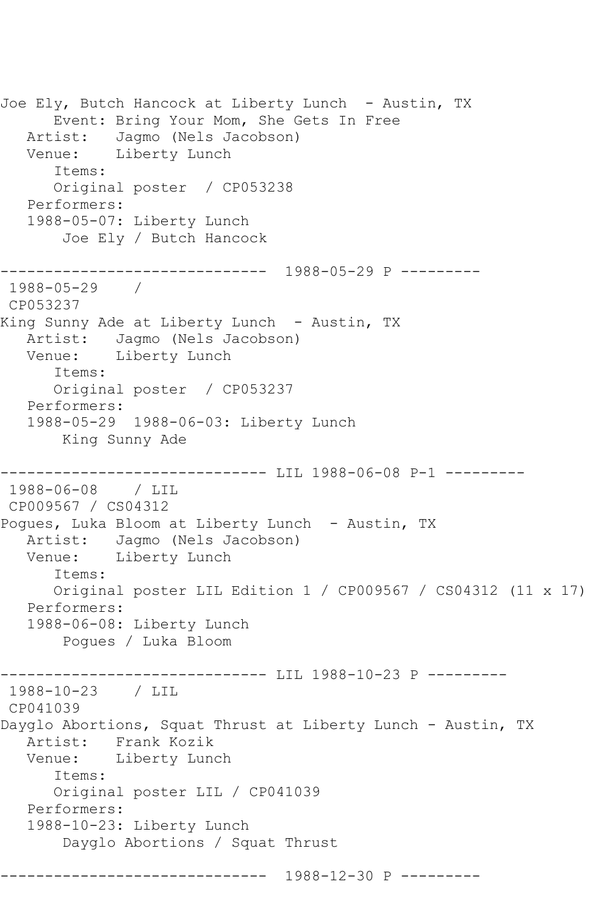```
Joe Ely, Butch Hancock at Liberty Lunch  - Austin, TX
      Event: Bring Your Mom, She Gets In Free
   Artist:   Jagmo (Nels Jacobson)
   Venue:    Liberty Lunch
      Items:
      Original poster  / CP053238
   Performers:
   1988-05-07: Liberty Lunch
       Joe Ely / Butch Hancock

------------------------------  1988-05-29 P ---------
 1988-05-29    /
 CP053237
King Sunny Ade at Liberty Lunch  - Austin, TX
   Artist:   Jagmo (Nels Jacobson)
   Venue:    Liberty Lunch
      Items:
      Original poster  / CP053237
   Performers:
   1988-05-29  1988-06-03: Liberty Lunch
       King Sunny Ade

------------------------------ LIL 1988-06-08 P-1 ---------
 1988-06-08    / LIL
 CP009567 / CS04312
Pogues, Luka Bloom at Liberty Lunch  - Austin, TX
   Artist:   Jagmo (Nels Jacobson)
   Venue:    Liberty Lunch
      Items:
      Original poster LIL Edition 1 / CP009567 / CS04312 (11 x 17)
   Performers:
   1988-06-08: Liberty Lunch
       Pogues / Luka Bloom

------------------------------ LIL 1988-10-23 P ---------
 1988-10-23    / LIL
 CP041039
Dayglo Abortions, Squat Thrust at Liberty Lunch - Austin, TX
   Artist:   Frank Kozik
   Venue:    Liberty Lunch
      Items:
      Original poster LIL / CP041039
   Performers:
   1988-10-23: Liberty Lunch
       Dayglo Abortions / Squat Thrust

------------------------------  1988-12-30 P ---------
```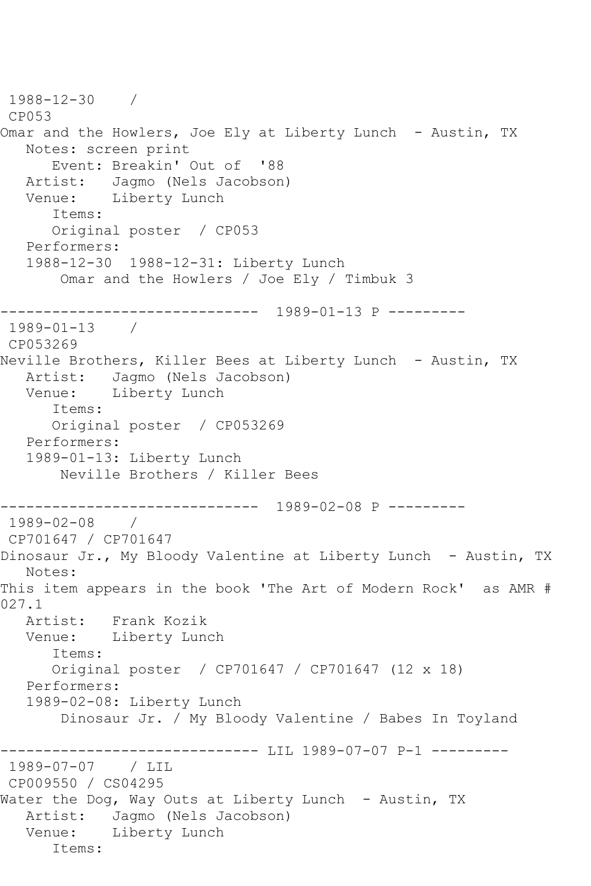```
 1988-12-30    /
 CP053
Omar and the Howlers, Joe Ely at Liberty Lunch  - Austin, TX
   Notes: screen print
      Event: Breakin' Out of  '88
   Artist:   Jagmo (Nels Jacobson)
   Venue:    Liberty Lunch
      Items:
      Original poster  / CP053
   Performers:
   1988-12-30  1988-12-31: Liberty Lunch
       Omar and the Howlers / Joe Ely / Timbuk 3

------------------------------  1989-01-13 P ---------
 1989-01-13    /
 CP053269
Neville Brothers, Killer Bees at Liberty Lunch  - Austin, TX
   Artist:   Jagmo (Nels Jacobson)
   Venue:    Liberty Lunch
      Items:
      Original poster  / CP053269
   Performers:
   1989-01-13: Liberty Lunch
       Neville Brothers / Killer Bees

------------------------------  1989-02-08 P ---------
 1989-02-08    /
 CP701647 / CP701647
Dinosaur Jr., My Bloody Valentine at Liberty Lunch  - Austin, TX
   Notes:
This item appears in the book 'The Art of Modern Rock'  as AMR #
027.1
   Artist:   Frank Kozik
   Venue:    Liberty Lunch
      Items:
      Original poster  / CP701647 / CP701647 (12 x 18)
   Performers:
   1989-02-08: Liberty Lunch
       Dinosaur Jr. / My Bloody Valentine / Babes In Toyland

------------------------------ LIL 1989-07-07 P-1 ---------
 1989-07-07    / LIL
 CP009550 / CS04295
Water the Dog, Way Outs at Liberty Lunch  - Austin, TX
   Artist:   Jagmo (Nels Jacobson)
   Venue:    Liberty Lunch
      Items:
```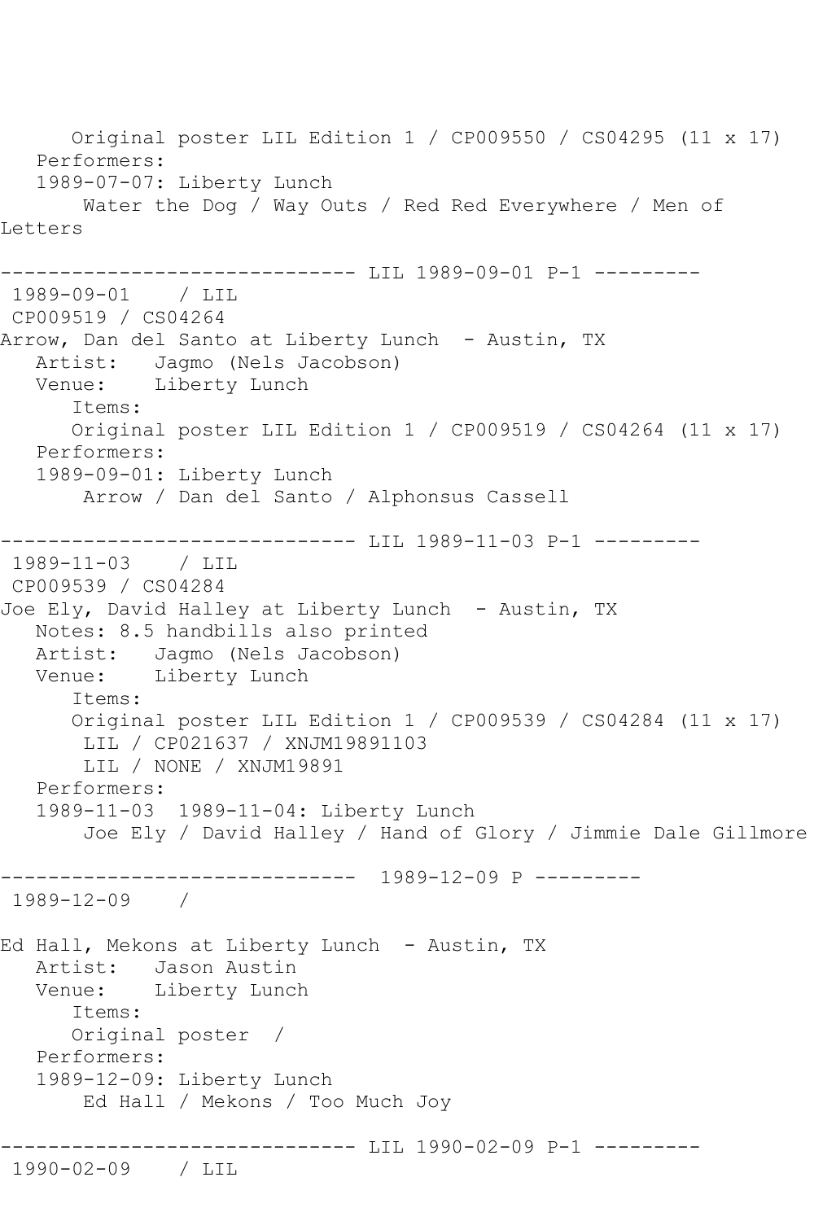Original poster LIL Edition 1 / CP009550 / CS04295 (11 x 17)
Performers:
1989-07-07: Liberty Lunch
Water the Dog / Way Outs / Red Red Everywhere / Men of Letters

------------------------------ LIL 1989-09-01 P-1 ---------

1989-09-01 / LIL
CP009519 / CS04264
Arrow, Dan del Santo at Liberty Lunch - Austin, TX
Artist: Jagmo (Nels Jacobson)
Venue: Liberty Lunch
Items:
Original poster LIL Edition 1 / CP009519 / CS04264 (11 x 17)
Performers:
1989-09-01: Liberty Lunch
Arrow / Dan del Santo / Alphonsus Cassell

------------------------------ LIL 1989-11-03 P-1 ---------

1989-11-03 / LIL
CP009539 / CS04284
Joe Ely, David Halley at Liberty Lunch - Austin, TX
Notes: 8.5 handbills also printed
Artist: Jagmo (Nels Jacobson)
Venue: Liberty Lunch
Items:
Original poster LIL Edition 1 / CP009539 / CS04284 (11 x 17)
LIL / CP021637 / XNJM19891103
LIL / NONE / XNJM19891
Performers:
1989-11-03 1989-11-04: Liberty Lunch
Joe Ely / David Halley / Hand of Glory / Jimmie Dale Gillmore

------------------------------ 1989-12-09 P ---------

1989-12-09 /

Ed Hall, Mekons at Liberty Lunch - Austin, TX
Artist: Jason Austin
Venue: Liberty Lunch
Items:
Original poster /
Performers:
1989-12-09: Liberty Lunch
Ed Hall / Mekons / Too Much Joy

------------------------------ LIL 1990-02-09 P-1 ---------

1990-02-09 / LIL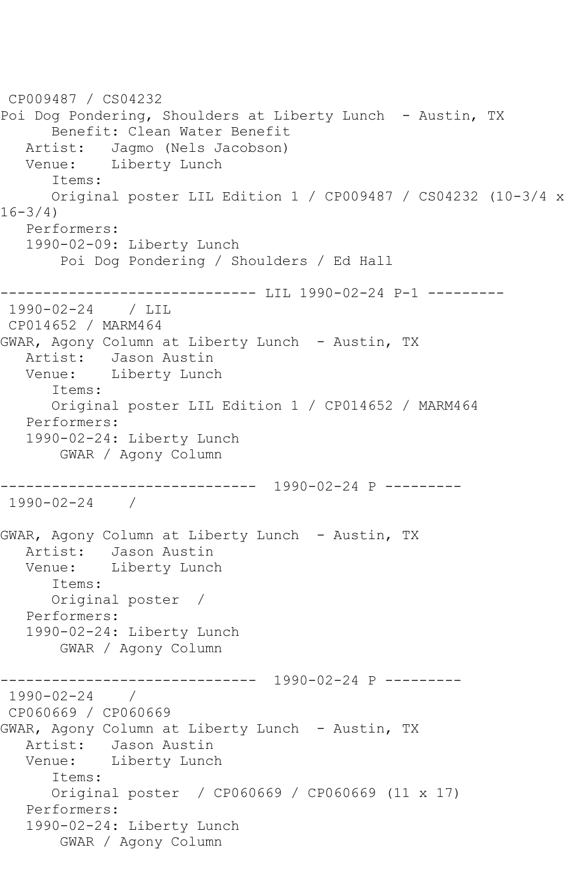CP009487 / CS04232
Poi Dog Pondering, Shoulders at Liberty Lunch - Austin, TX
Benefit: Clean Water Benefit
Artist: Jagmo (Nels Jacobson)
Venue: Liberty Lunch
Items:
Original poster LIL Edition 1 / CP009487 / CS04232 (10-3/4 x 16-3/4)
Performers:
1990-02-09: Liberty Lunch
Poi Dog Pondering / Shoulders / Ed Hall

------------------------------ LIL 1990-02-24 P-1 ---------
1990-02-24 / LIL
CP014652 / MARM464
GWAR, Agony Column at Liberty Lunch - Austin, TX
Artist: Jason Austin
Venue: Liberty Lunch
Items:
Original poster LIL Edition 1 / CP014652 / MARM464
Performers:
1990-02-24: Liberty Lunch
GWAR / Agony Column

------------------------------ 1990-02-24 P ---------
1990-02-24 /

GWAR, Agony Column at Liberty Lunch - Austin, TX
Artist: Jason Austin
Venue: Liberty Lunch
Items:
Original poster /
Performers:
1990-02-24: Liberty Lunch
GWAR / Agony Column

------------------------------ 1990-02-24 P ---------
1990-02-24 /
CP060669 / CP060669
GWAR, Agony Column at Liberty Lunch - Austin, TX
Artist: Jason Austin
Venue: Liberty Lunch
Items:
Original poster / CP060669 / CP060669 (11 x 17)
Performers:
1990-02-24: Liberty Lunch
GWAR / Agony Column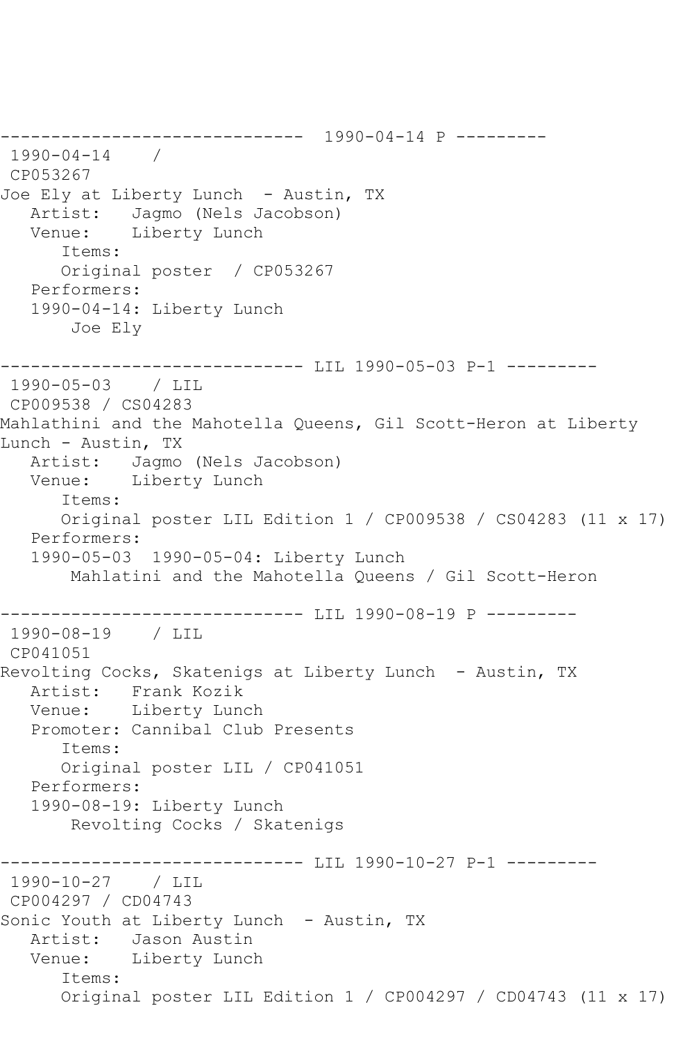```
------------------------------  1990-04-14 P ---------
 1990-04-14    / 
 CP053267
Joe Ely at Liberty Lunch  - Austin, TX
   Artist:   Jagmo (Nels Jacobson)
   Venue:    Liberty Lunch
      Items:
      Original poster  / CP053267
   Performers:
   1990-04-14: Liberty Lunch
       Joe Ely

------------------------------ LIL 1990-05-03 P-1 ---------
 1990-05-03    / LIL
 CP009538 / CS04283
Mahlathini and the Mahotella Queens, Gil Scott-Heron at Liberty
Lunch - Austin, TX
   Artist:   Jagmo (Nels Jacobson)
   Venue:    Liberty Lunch
      Items:
      Original poster LIL Edition 1 / CP009538 / CS04283 (11 x 17)
   Performers:
   1990-05-03  1990-05-04: Liberty Lunch
       Mahlatini and the Mahotella Queens / Gil Scott-Heron

------------------------------ LIL 1990-08-19 P ---------
 1990-08-19    / LIL
 CP041051
Revolting Cocks, Skatenigs at Liberty Lunch  - Austin, TX
   Artist:   Frank Kozik
   Venue:    Liberty Lunch
   Promoter: Cannibal Club Presents
      Items:
      Original poster LIL / CP041051
   Performers:
   1990-08-19: Liberty Lunch
       Revolting Cocks / Skatenigs

------------------------------ LIL 1990-10-27 P-1 ---------
 1990-10-27    / LIL
 CP004297 / CD04743
Sonic Youth at Liberty Lunch  - Austin, TX
   Artist:   Jason Austin
   Venue:    Liberty Lunch
      Items:
      Original poster LIL Edition 1 / CP004297 / CD04743 (11 x 17)
```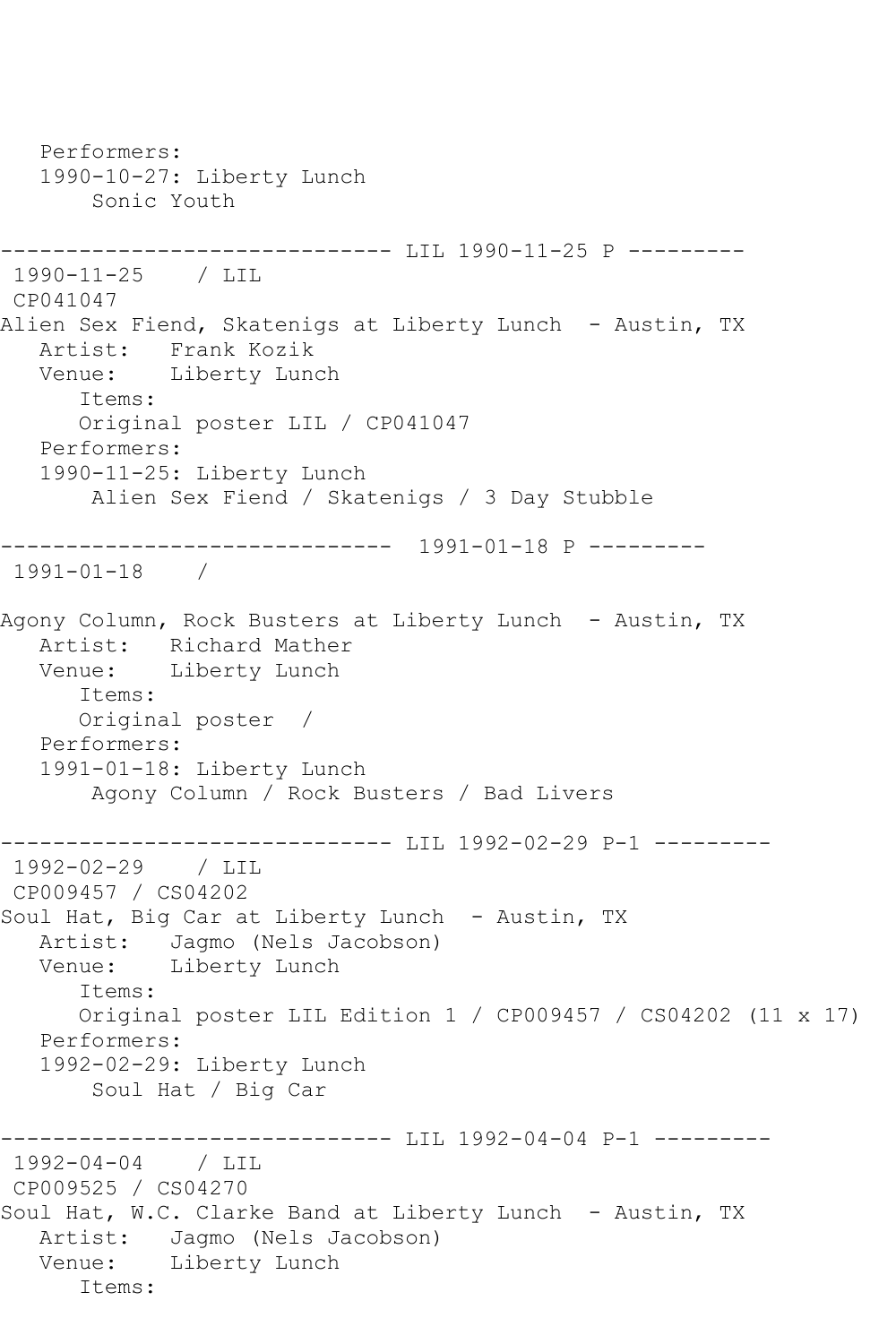```
   Performers:
   1990-10-27: Liberty Lunch
       Sonic Youth

------------------------------ LIL 1990-11-25 P ---------
 1990-11-25    / LIL
 CP041047
Alien Sex Fiend, Skatenigs at Liberty Lunch  - Austin, TX
   Artist:   Frank Kozik
   Venue:    Liberty Lunch
      Items:
      Original poster LIL / CP041047
   Performers:
   1990-11-25: Liberty Lunch
       Alien Sex Fiend / Skatenigs / 3 Day Stubble

------------------------------  1991-01-18 P ---------
 1991-01-18    /

Agony Column, Rock Busters at Liberty Lunch  - Austin, TX
   Artist:   Richard Mather
   Venue:    Liberty Lunch
      Items:
      Original poster  /
   Performers:
   1991-01-18: Liberty Lunch
       Agony Column / Rock Busters / Bad Livers

------------------------------ LIL 1992-02-29 P-1 ---------
 1992-02-29    / LIL
 CP009457 / CS04202
Soul Hat, Big Car at Liberty Lunch  - Austin, TX
   Artist:   Jagmo (Nels Jacobson)
   Venue:    Liberty Lunch
      Items:
      Original poster LIL Edition 1 / CP009457 / CS04202 (11 x 17)
   Performers:
   1992-02-29: Liberty Lunch
       Soul Hat / Big Car

------------------------------ LIL 1992-04-04 P-1 ---------
 1992-04-04    / LIL
 CP009525 / CS04270
Soul Hat, W.C. Clarke Band at Liberty Lunch  - Austin, TX
   Artist:   Jagmo (Nels Jacobson)
   Venue:    Liberty Lunch
      Items:
```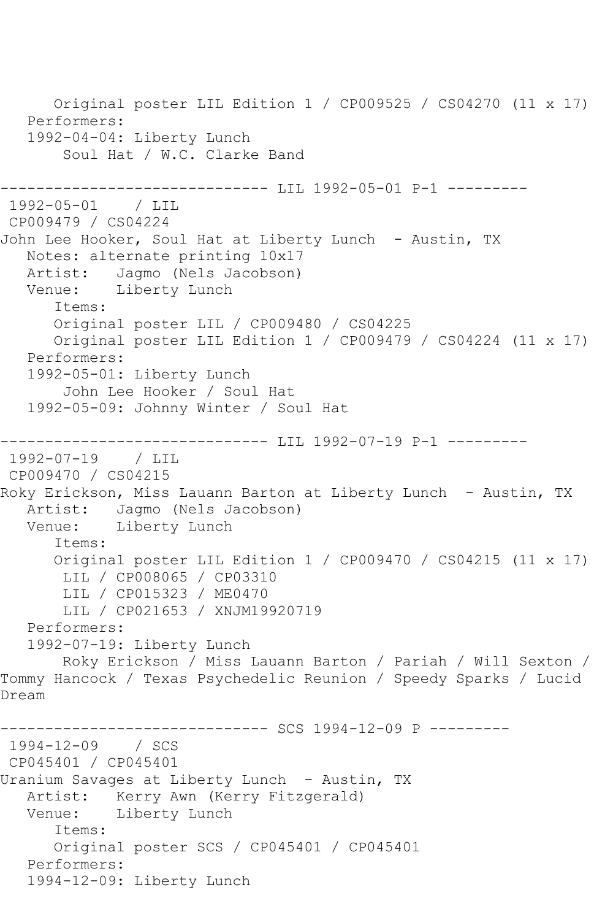Original poster LIL Edition 1 / CP009525 / CS04270 (11 x 17)
Performers:
1992-04-04: Liberty Lunch
Soul Hat / W.C. Clarke Band

------------------------------ LIL 1992-05-01 P-1 ---------

1992-05-01 / LIL
CP009479 / CS04224
John Lee Hooker, Soul Hat at Liberty Lunch - Austin, TX
Notes: alternate printing 10x17
Artist: Jagmo (Nels Jacobson)
Venue: Liberty Lunch
Items:
Original poster LIL / CP009480 / CS04225
Original poster LIL Edition 1 / CP009479 / CS04224 (11 x 17)
Performers:
1992-05-01: Liberty Lunch
John Lee Hooker / Soul Hat
1992-05-09: Johnny Winter / Soul Hat

------------------------------ LIL 1992-07-19 P-1 ---------

1992-07-19 / LIL
CP009470 / CS04215
Roky Erickson, Miss Lauann Barton at Liberty Lunch - Austin, TX
Artist: Jagmo (Nels Jacobson)
Venue: Liberty Lunch
Items:
Original poster LIL Edition 1 / CP009470 / CS04215 (11 x 17)
LIL / CP008065 / CP03310
LIL / CP015323 / ME0470
LIL / CP021653 / XNJM19920719
Performers:
1992-07-19: Liberty Lunch
Roky Erickson / Miss Lauann Barton / Pariah / Will Sexton / Tommy Hancock / Texas Psychedelic Reunion / Speedy Sparks / Lucid Dream

------------------------------ SCS 1994-12-09 P ---------

1994-12-09 / SCS
CP045401 / CP045401
Uranium Savages at Liberty Lunch - Austin, TX
Artist: Kerry Awn (Kerry Fitzgerald)
Venue: Liberty Lunch
Items:
Original poster SCS / CP045401 / CP045401
Performers:
1994-12-09: Liberty Lunch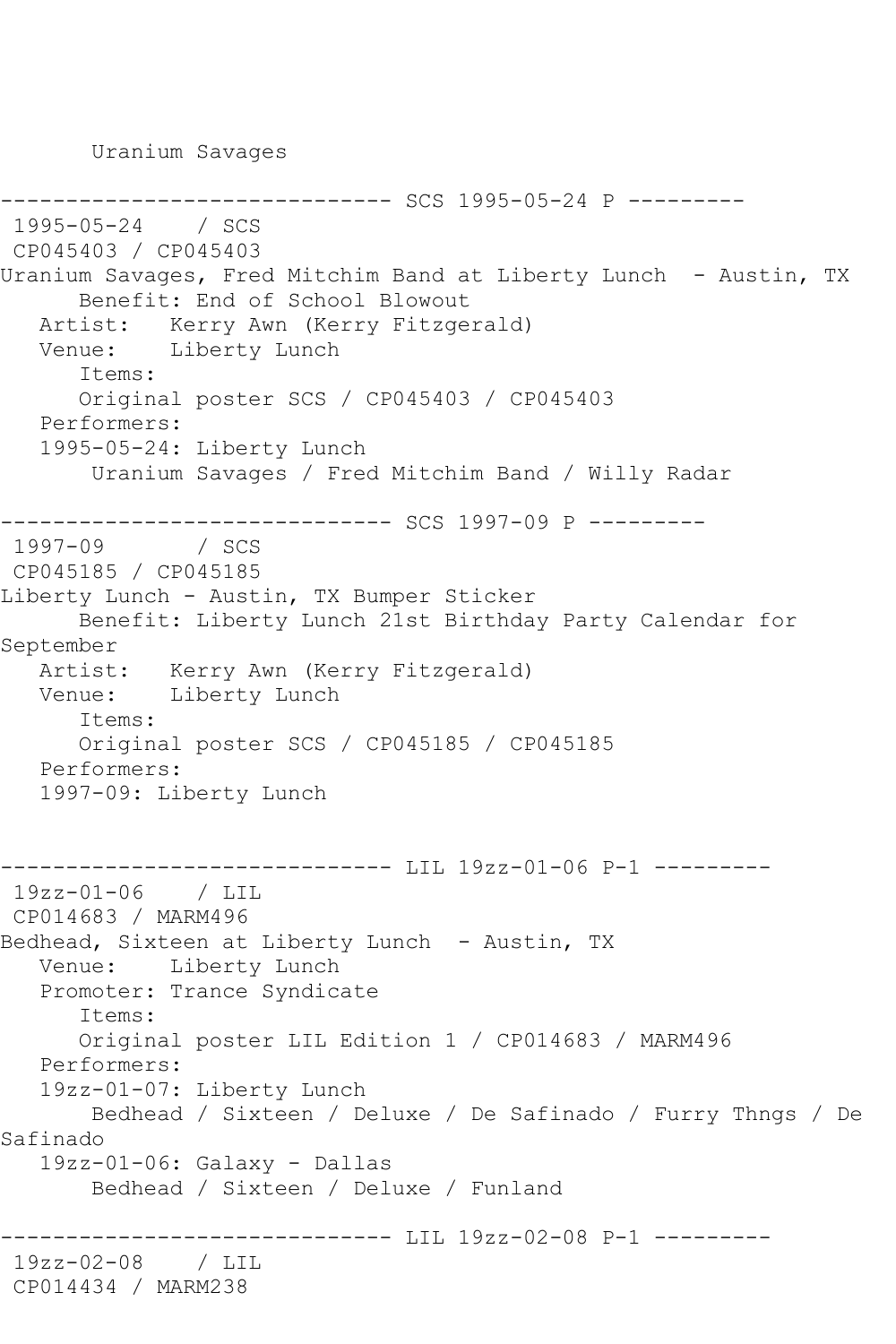Uranium Savages

------------------------------ SCS 1995-05-24 P ---------
1995-05-24 / SCS
CP045403 / CP045403
Uranium Savages, Fred Mitchim Band at Liberty Lunch - Austin, TX
Benefit: End of School Blowout
Artist: Kerry Awn (Kerry Fitzgerald)
Venue: Liberty Lunch
Items:
Original poster SCS / CP045403 / CP045403
Performers:
1995-05-24: Liberty Lunch
Uranium Savages / Fred Mitchim Band / Willy Radar

------------------------------ SCS 1997-09 P ---------
1997-09 / SCS
CP045185 / CP045185
Liberty Lunch - Austin, TX Bumper Sticker
Benefit: Liberty Lunch 21st Birthday Party Calendar for September
Artist: Kerry Awn (Kerry Fitzgerald)
Venue: Liberty Lunch
Items:
Original poster SCS / CP045185 / CP045185
Performers:
1997-09: Liberty Lunch

------------------------------ LIL 19zz-01-06 P-1 ---------
19zz-01-06 / LIL
CP014683 / MARM496
Bedhead, Sixteen at Liberty Lunch - Austin, TX
Venue: Liberty Lunch
Promoter: Trance Syndicate
Items:
Original poster LIL Edition 1 / CP014683 / MARM496
Performers:
19zz-01-07: Liberty Lunch
Bedhead / Sixteen / Deluxe / De Safinado / Furry Thngs / De Safinado
19zz-01-06: Galaxy - Dallas
Bedhead / Sixteen / Deluxe / Funland

------------------------------ LIL 19zz-02-08 P-1 ---------
19zz-02-08 / LIL
CP014434 / MARM238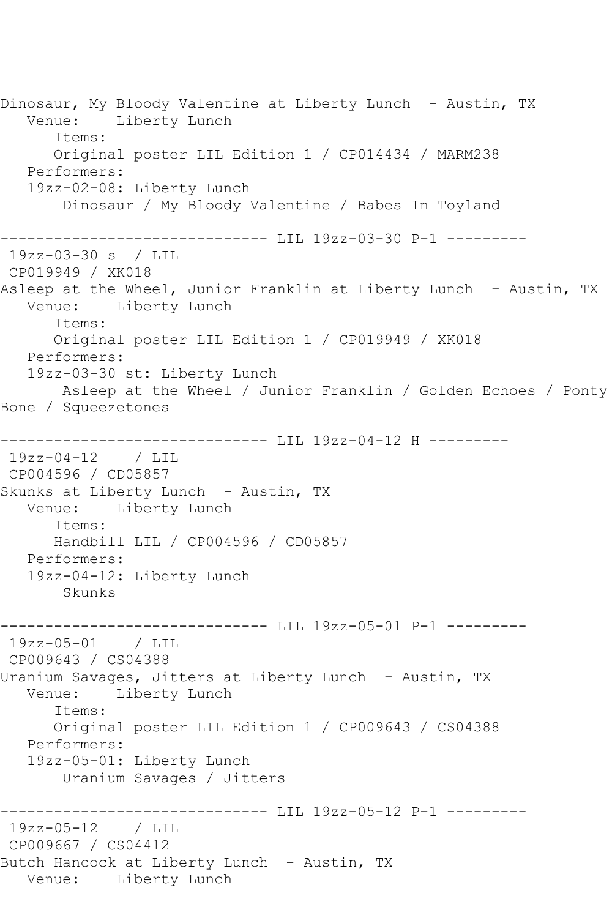Dinosaur, My Bloody Valentine at Liberty Lunch - Austin, TX
   Venue:    Liberty Lunch
      Items:
      Original poster LIL Edition 1 / CP014434 / MARM238
   Performers:
   19zz-02-08: Liberty Lunch
       Dinosaur / My Bloody Valentine / Babes In Toyland

------------------------------ LIL 19zz-03-30 P-1 ---------
 19zz-03-30 s  / LIL
 CP019949 / XK018
Asleep at the Wheel, Junior Franklin at Liberty Lunch - Austin, TX
   Venue:    Liberty Lunch
      Items:
      Original poster LIL Edition 1 / CP019949 / XK018
   Performers:
   19zz-03-30 st: Liberty Lunch
       Asleep at the Wheel / Junior Franklin / Golden Echoes / Ponty Bone / Squeezetones

------------------------------ LIL 19zz-04-12 H ---------
 19zz-04-12    / LIL
 CP004596 / CD05857
Skunks at Liberty Lunch - Austin, TX
   Venue:    Liberty Lunch
      Items:
      Handbill LIL / CP004596 / CD05857
   Performers:
   19zz-04-12: Liberty Lunch
       Skunks

------------------------------ LIL 19zz-05-01 P-1 ---------
 19zz-05-01    / LIL
 CP009643 / CS04388
Uranium Savages, Jitters at Liberty Lunch - Austin, TX
   Venue:    Liberty Lunch
      Items:
      Original poster LIL Edition 1 / CP009643 / CS04388
   Performers:
   19zz-05-01: Liberty Lunch
       Uranium Savages / Jitters

------------------------------ LIL 19zz-05-12 P-1 ---------
 19zz-05-12    / LIL
 CP009667 / CS04412
Butch Hancock at Liberty Lunch - Austin, TX
   Venue:    Liberty Lunch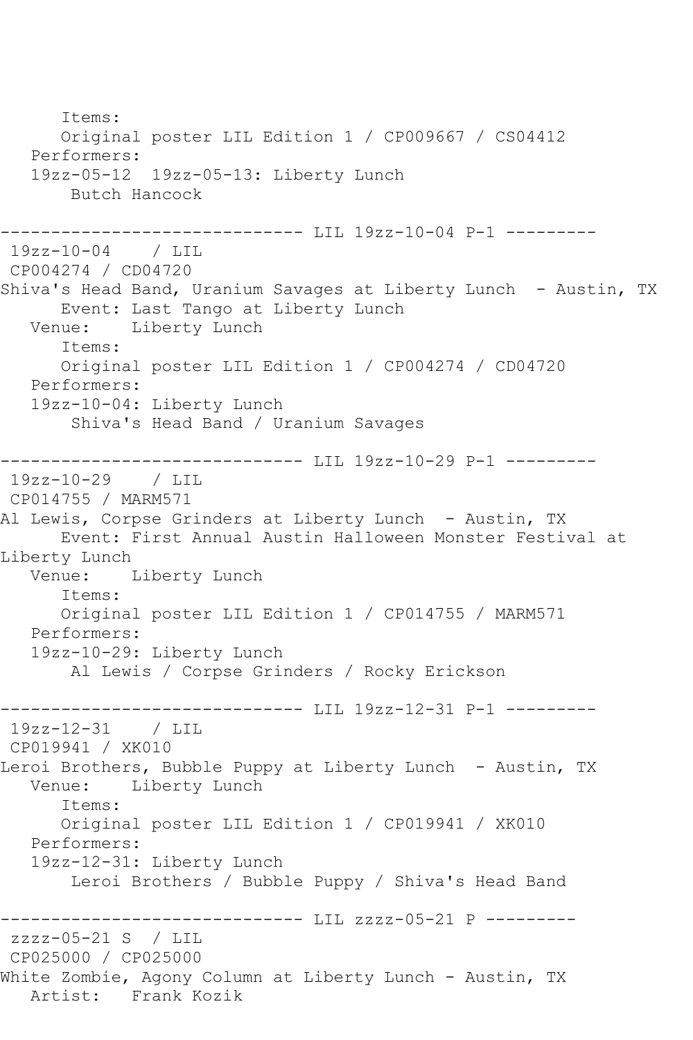```
      Items:
      Original poster LIL Edition 1 / CP009667 / CS04412
   Performers:
   19zz-05-12  19zz-05-13: Liberty Lunch
       Butch Hancock

------------------------------ LIL 19zz-10-04 P-1 ---------
 19zz-10-04    / LIL
 CP004274 / CD04720
Shiva's Head Band, Uranium Savages at Liberty Lunch  - Austin, TX
      Event: Last Tango at Liberty Lunch
   Venue:    Liberty Lunch
      Items:
      Original poster LIL Edition 1 / CP004274 / CD04720
   Performers:
   19zz-10-04: Liberty Lunch
       Shiva's Head Band / Uranium Savages

------------------------------ LIL 19zz-10-29 P-1 ---------
 19zz-10-29    / LIL
 CP014755 / MARM571
Al Lewis, Corpse Grinders at Liberty Lunch  - Austin, TX
      Event: First Annual Austin Halloween Monster Festival at
Liberty Lunch
   Venue:    Liberty Lunch
      Items:
      Original poster LIL Edition 1 / CP014755 / MARM571
   Performers:
   19zz-10-29: Liberty Lunch
       Al Lewis / Corpse Grinders / Rocky Erickson

------------------------------ LIL 19zz-12-31 P-1 ---------
 19zz-12-31    / LIL
 CP019941 / XK010
Leroi Brothers, Bubble Puppy at Liberty Lunch  - Austin, TX
   Venue:    Liberty Lunch
      Items:
      Original poster LIL Edition 1 / CP019941 / XK010
   Performers:
   19zz-12-31: Liberty Lunch
       Leroi Brothers / Bubble Puppy / Shiva's Head Band

------------------------------ LIL zzzz-05-21 P ---------
 zzzz-05-21 S  / LIL
 CP025000 / CP025000
White Zombie, Agony Column at Liberty Lunch - Austin, TX
   Artist:   Frank Kozik
```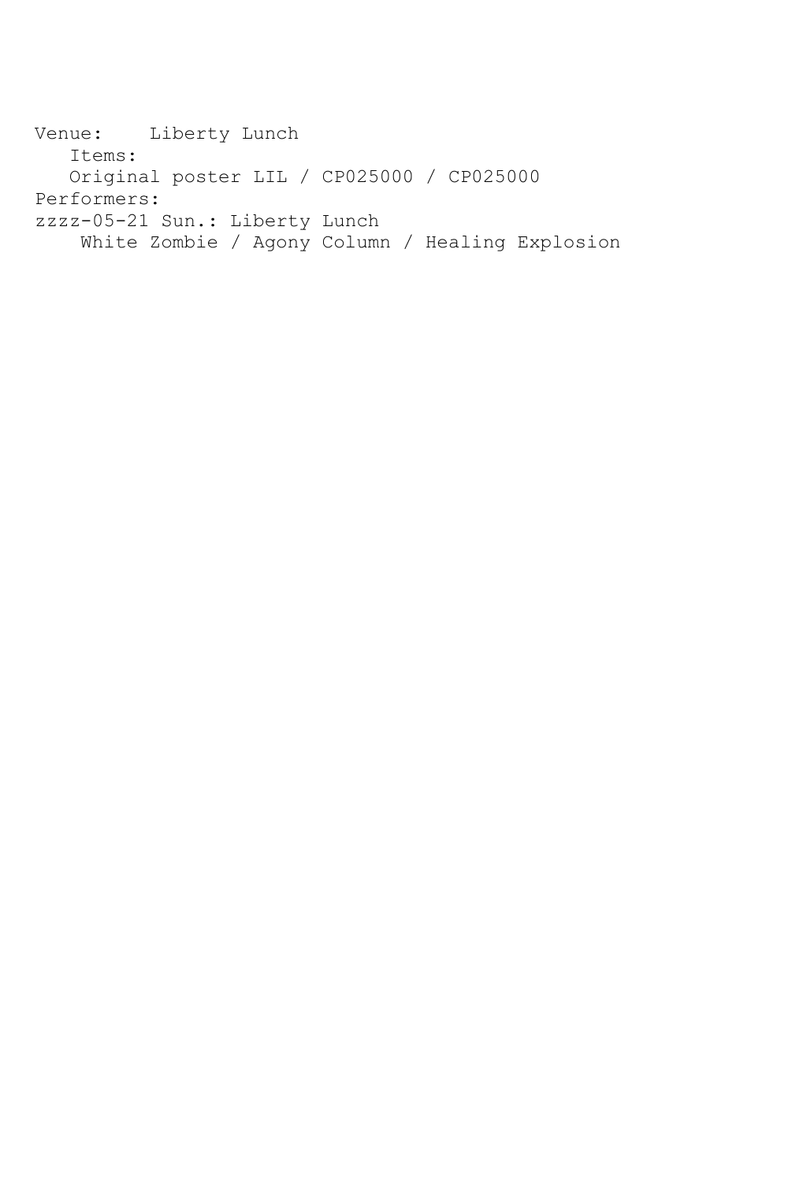Venue: Liberty Lunch

Items:

Original poster LIL / CP025000 / CP025000

Performers:

zzzz-05-21 Sun.: Liberty Lunch

White Zombie / Agony Column / Healing Explosion